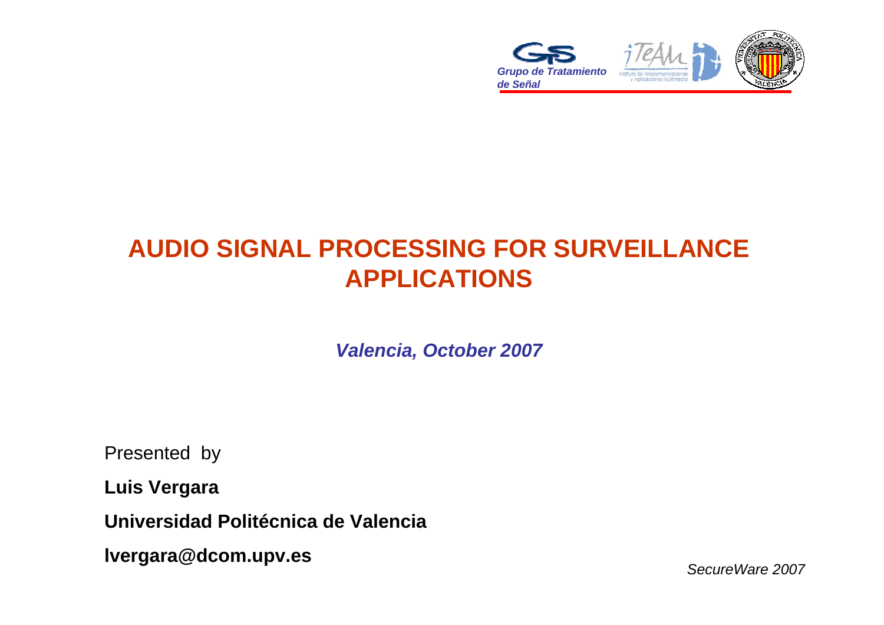Grupo de Tratamiento de Señal

# AUDIO SIGNAL PROCESSING FOR SURVEILLANCE APPLICATIONS

***Valencia, October 2007***

Presented by

**Luis Vergara**

**Universidad Politécnica de Valencia**

**lvergara@dcom.upv.es**

*SecureWare 2007*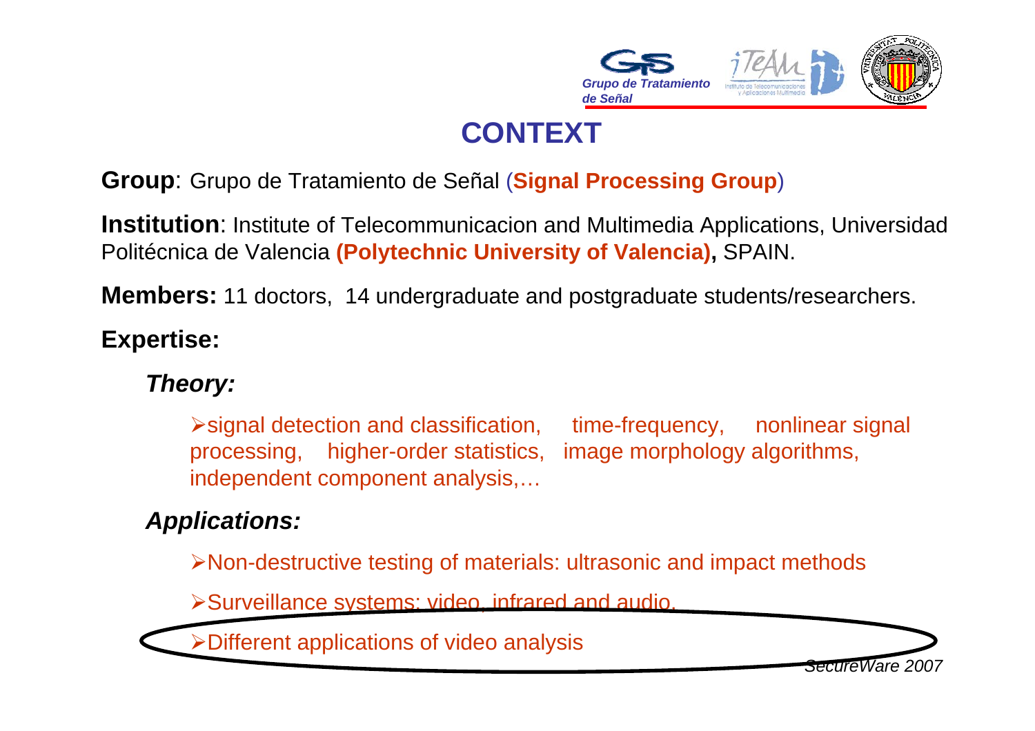# CONTEXT

**Group**: Grupo de Tratamiento de Señal (**Signal Processing Group**)

**Institution**: Institute of Telecommunicacion and Multimedia Applications, Universidad Politécnica de Valencia **(Polytechnic University of Valencia),** SPAIN.

**Members:** 11 doctors, 14 undergraduate and postgraduate students/researchers.

**Expertise:**

***Theory:***

- signal detection and classification, time-frequency, nonlinear signal processing, higher-order statistics, image morphology algorithms, independent component analysis,…

***Applications:***

- Non-destructive testing of materials: ultrasonic and impact methods
- Surveillance systems: video, infrared and audio.
- Different applications of video analysis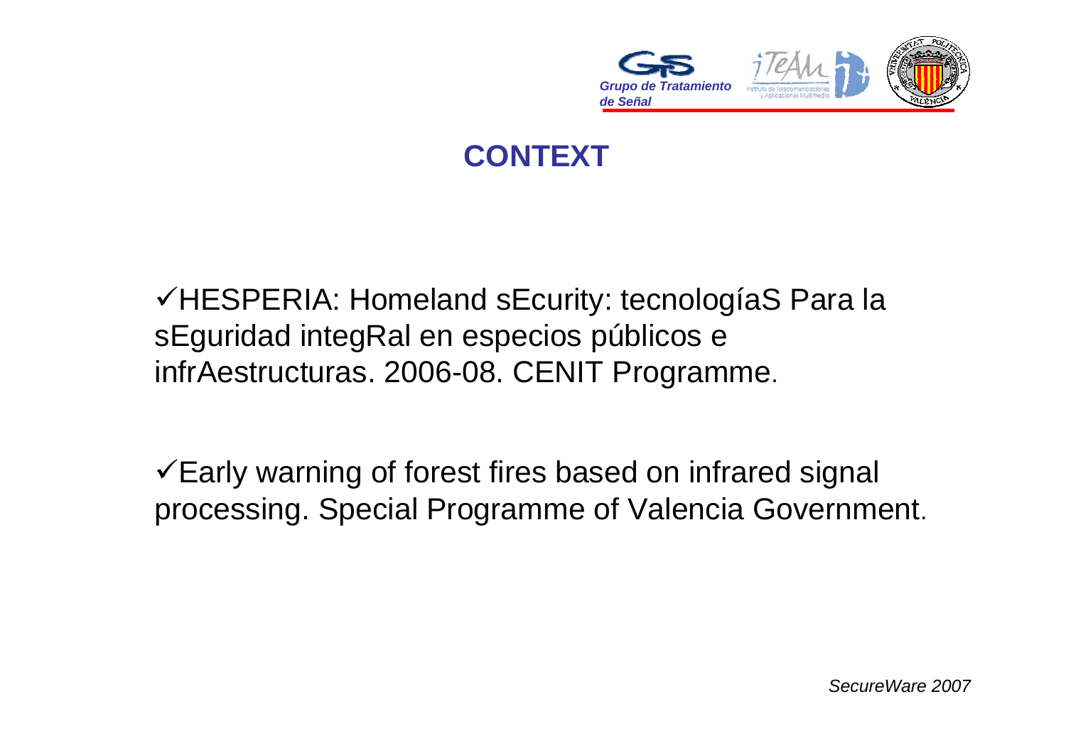# CONTEXT

- ✓HESPERIA: Homeland sEcurity: tecnologíaS Para la sEguridad integRal en especios públicos e infrAestructuras. 2006-08. CENIT Programme.

- ✓Early warning of forest fires based on infrared signal processing. Special Programme of Valencia Government.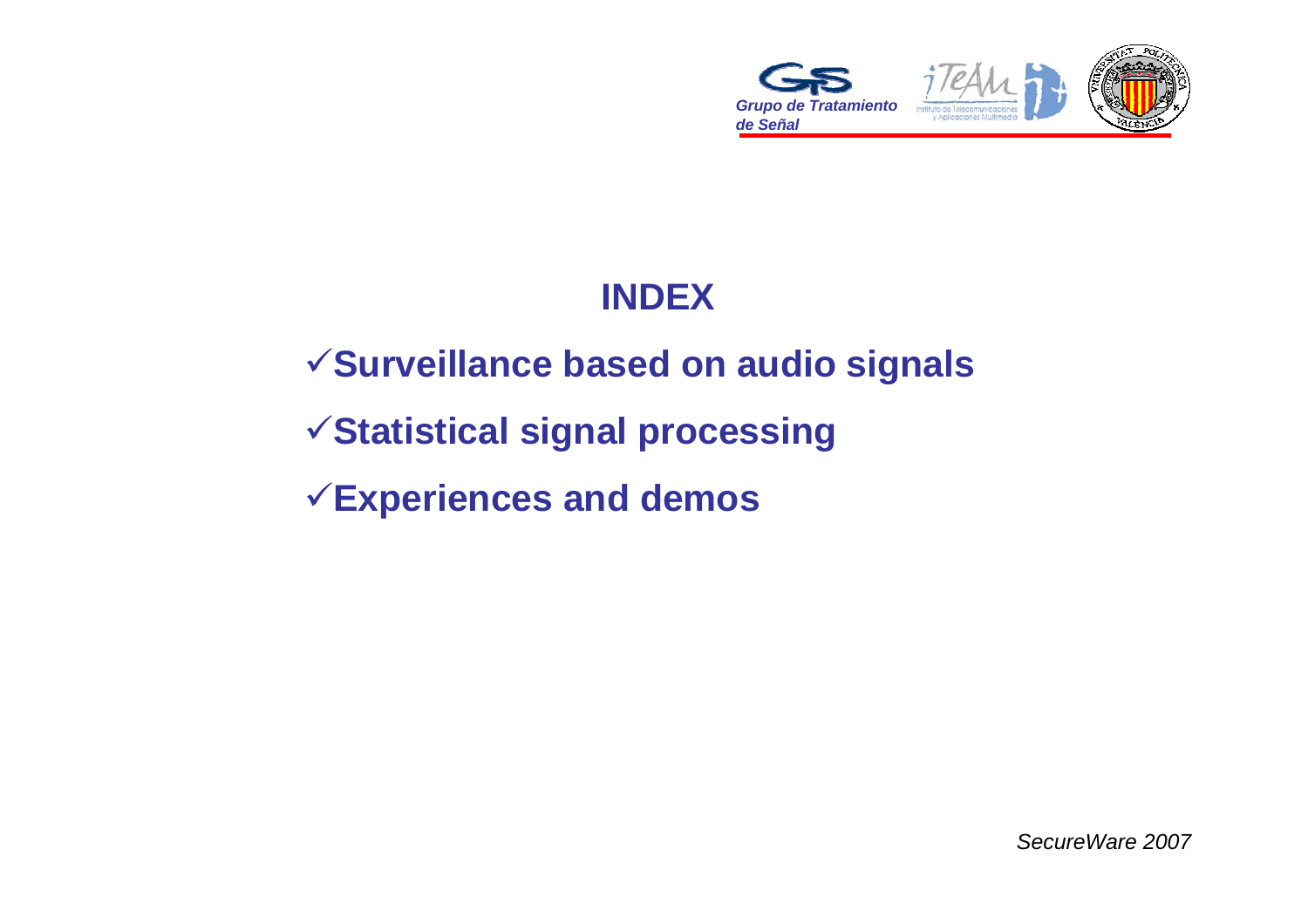# INDEX

- ✓**Surveillance based on audio signals**
- ✓**Statistical signal processing**
- ✓**Experiences and demos**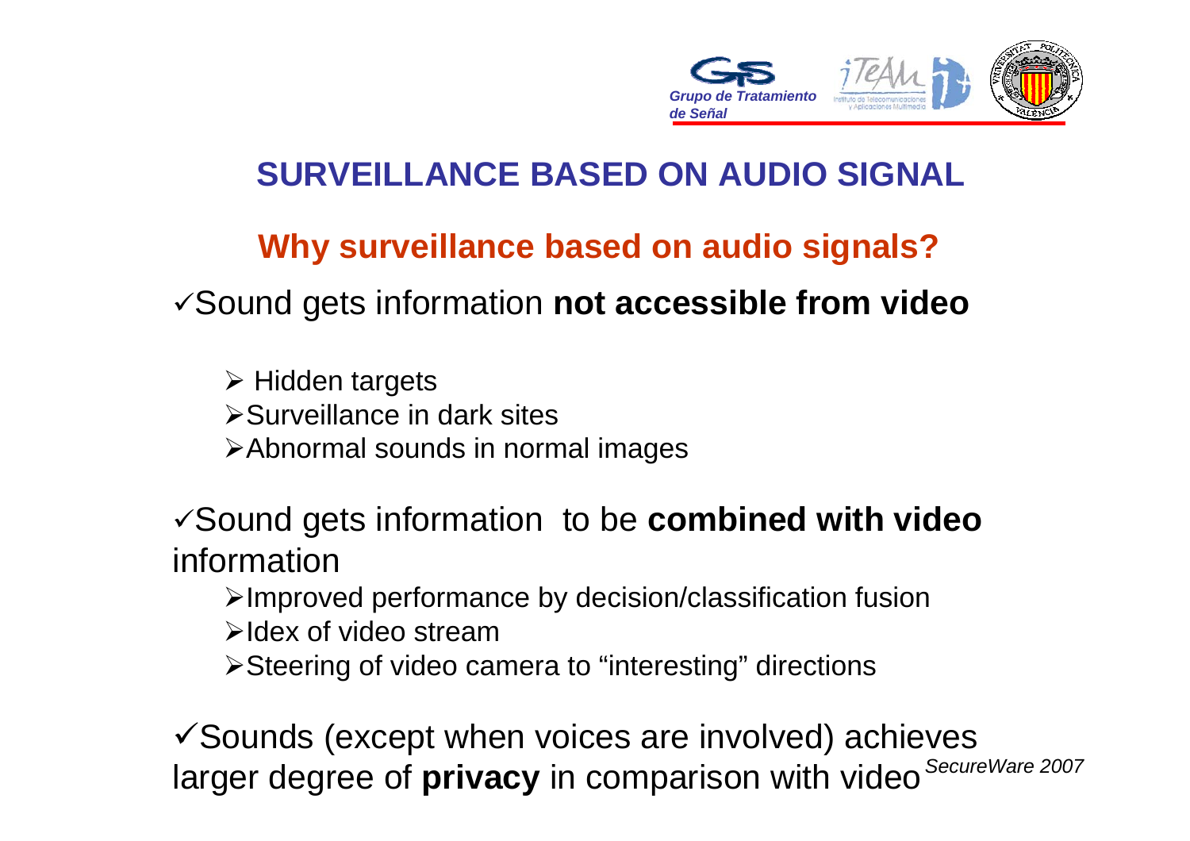# SURVEILLANCE BASED ON AUDIO SIGNAL

## Why surveillance based on audio signals?

✓Sound gets information **not accessible from video**

- Hidden targets
- Surveillance in dark sites
- Abnormal sounds in normal images

✓Sound gets information to be **combined with video** information

- Improved performance by decision/classification fusion
- Idex of video stream
- Steering of video camera to “interesting” directions

✓Sounds (except when voices are involved) achieves larger degree of **privacy** in comparison with video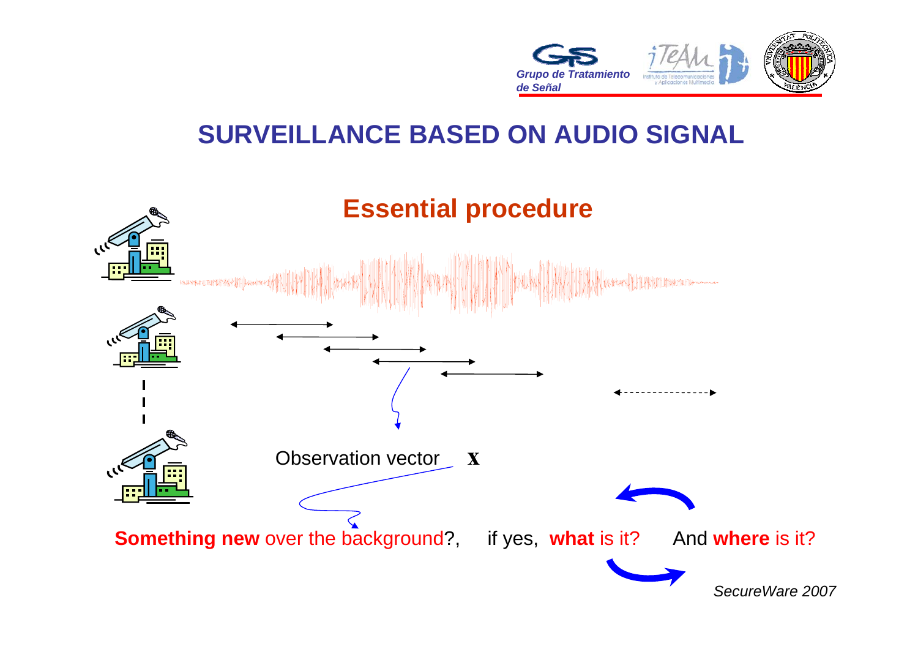# SURVEILLANCE BASED ON AUDIO SIGNAL

## Essential procedure

Observation vector $\mathbf{x}$

**Something new** over the background?, if yes, **what** is it? And **where** is it?

*SecureWare 2007*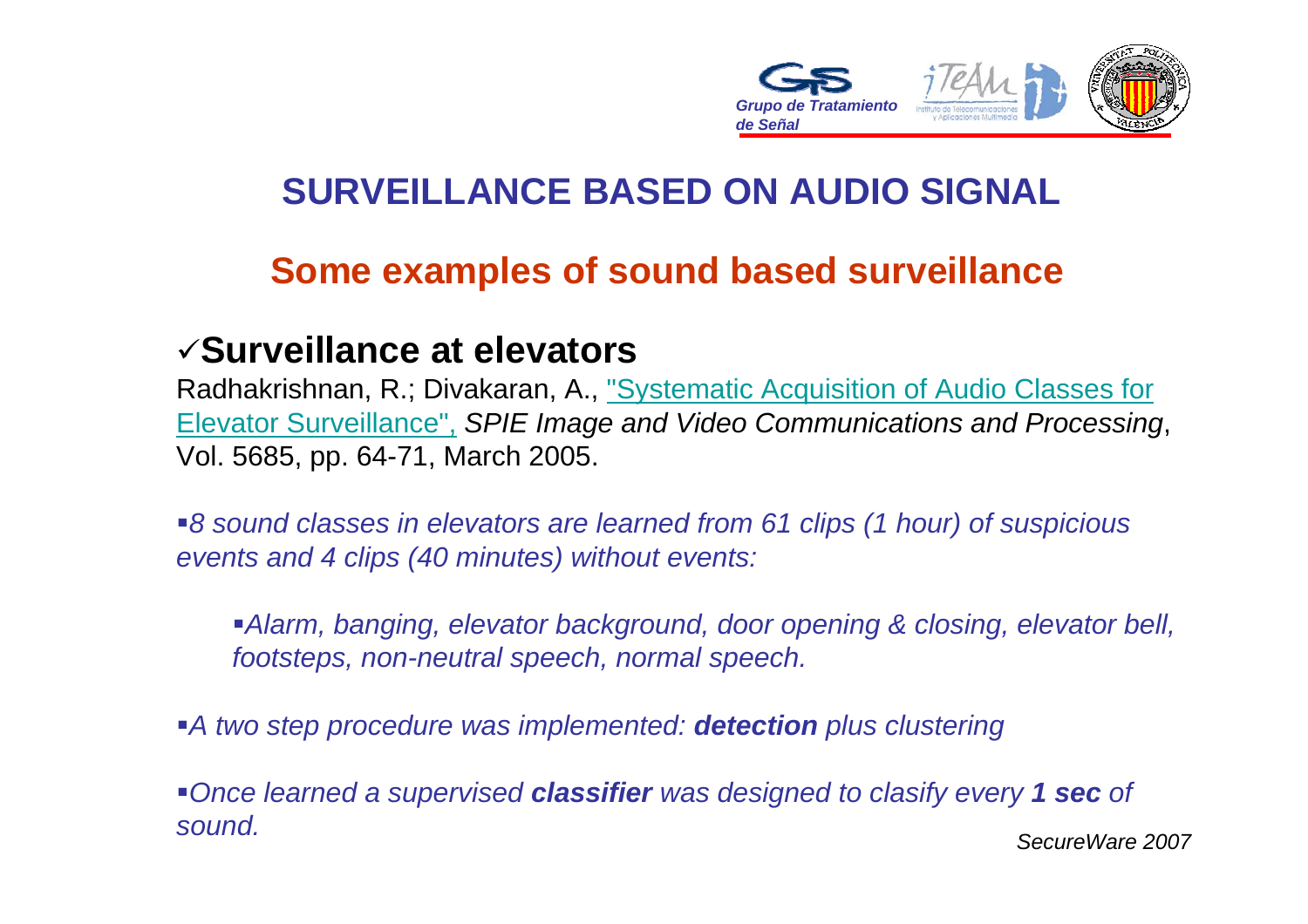# SURVEILLANCE BASED ON AUDIO SIGNAL

## Some examples of sound based surveillance

### ✓Surveillance at elevators

Radhakrishnan, R.; Divakaran, A., "Systematic Acquisition of Audio Classes for Elevator Surveillance", *SPIE Image and Video Communications and Processing*, Vol. 5685, pp. 64-71, March 2005.

- *8 sound classes in elevators are learned from 61 clips (1 hour) of suspicious events and 4 clips (40 minutes) without events:*
  - *Alarm, banging, elevator background, door opening & closing, elevator bell, footsteps, non-neutral speech, normal speech.*
- *A two step procedure was implemented: **detection** plus clustering*
- *Once learned a supervised **classifier** was designed to clasify every **1 sec** of sound.*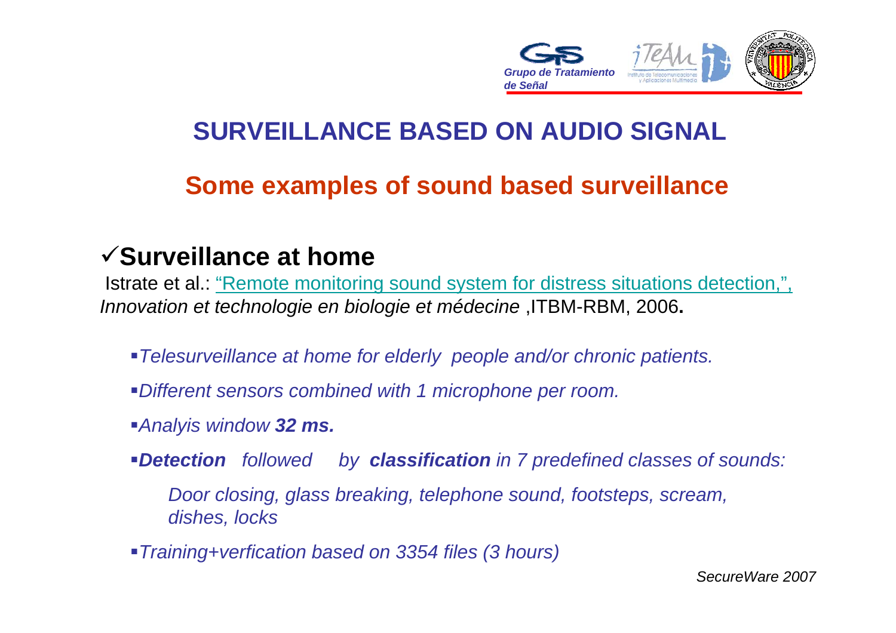# SURVEILLANCE BASED ON AUDIO SIGNAL

## Some examples of sound based surveillance

### ✓Surveillance at home

Istrate et al.: "Remote monitoring sound system for distress situations detection,", *Innovation et technologie en biologie et médecine* ,ITBM-RBM, 2006**.**

- *Telesurveillance at home for elderly people and/or chronic patients.*
- *Different sensors combined with 1 microphone per room.*
- *Analyis window **32 ms.***
- ***Detection** followed by **classification** in 7 predefined classes of sounds:*

  *Door closing, glass breaking, telephone sound, footsteps, scream, dishes, locks*

- *Training+verfication based on 3354 files (3 hours)*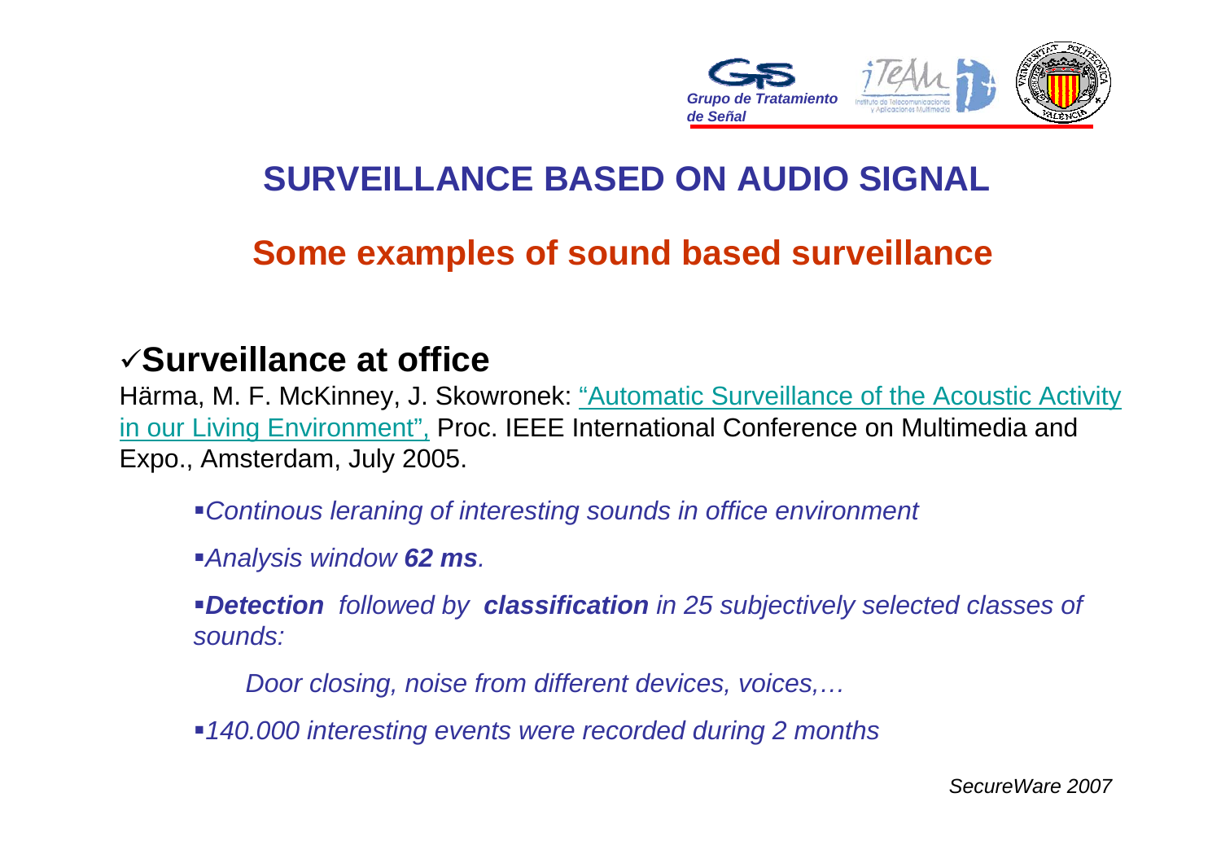# SURVEILLANCE BASED ON AUDIO SIGNAL

## Some examples of sound based surveillance

### ✓Surveillance at office

Härma, M. F. McKinney, J. Skowronek: "Automatic Surveillance of the Acoustic Activity in our Living Environment", Proc. IEEE International Conference on Multimedia and Expo., Amsterdam, July 2005.

- *Continous leraning of interesting sounds in office environment*
- *Analysis window **62 ms**.*
- ***Detection** followed by **classification** in 25 subjectively selected classes of sounds:*

  *Door closing, noise from different devices, voices,…*

- *140.000 interesting events were recorded during 2 months*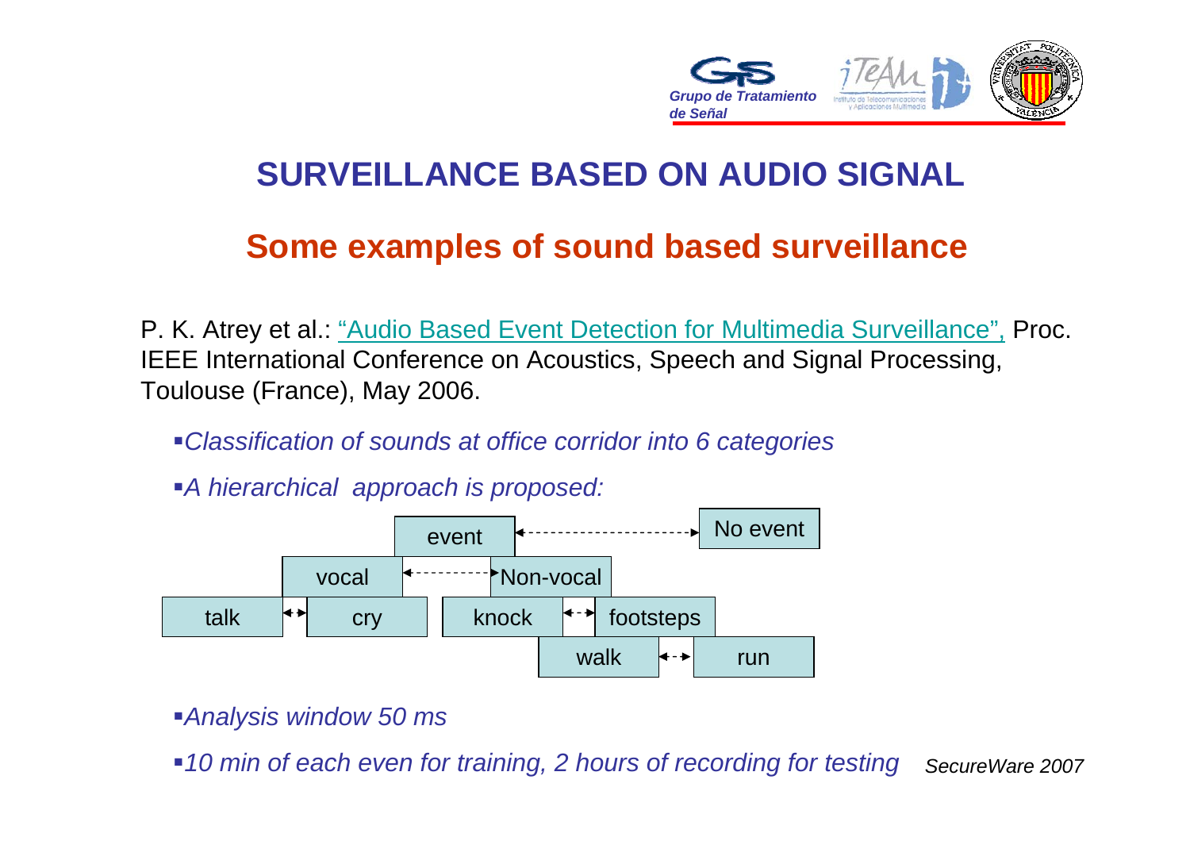# SURVEILLANCE BASED ON AUDIO SIGNAL

## Some examples of sound based surveillance

P. K. Atrey et al.: "Audio Based Event Detection for Multimedia Surveillance", Proc. IEEE International Conference on Acoustics, Speech and Signal Processing, Toulouse (France), May 2006.

- *Classification of sounds at office corridor into 6 categories*
- *A hierarchical approach is proposed:*

```
event <-------> No event
vocal <-------> Non-vocal
talk <-> cry    knock <-> footsteps
                walk <-> run
```

- *Analysis window 50 ms*
- *10 min of each even for training, 2 hours of recording for testing*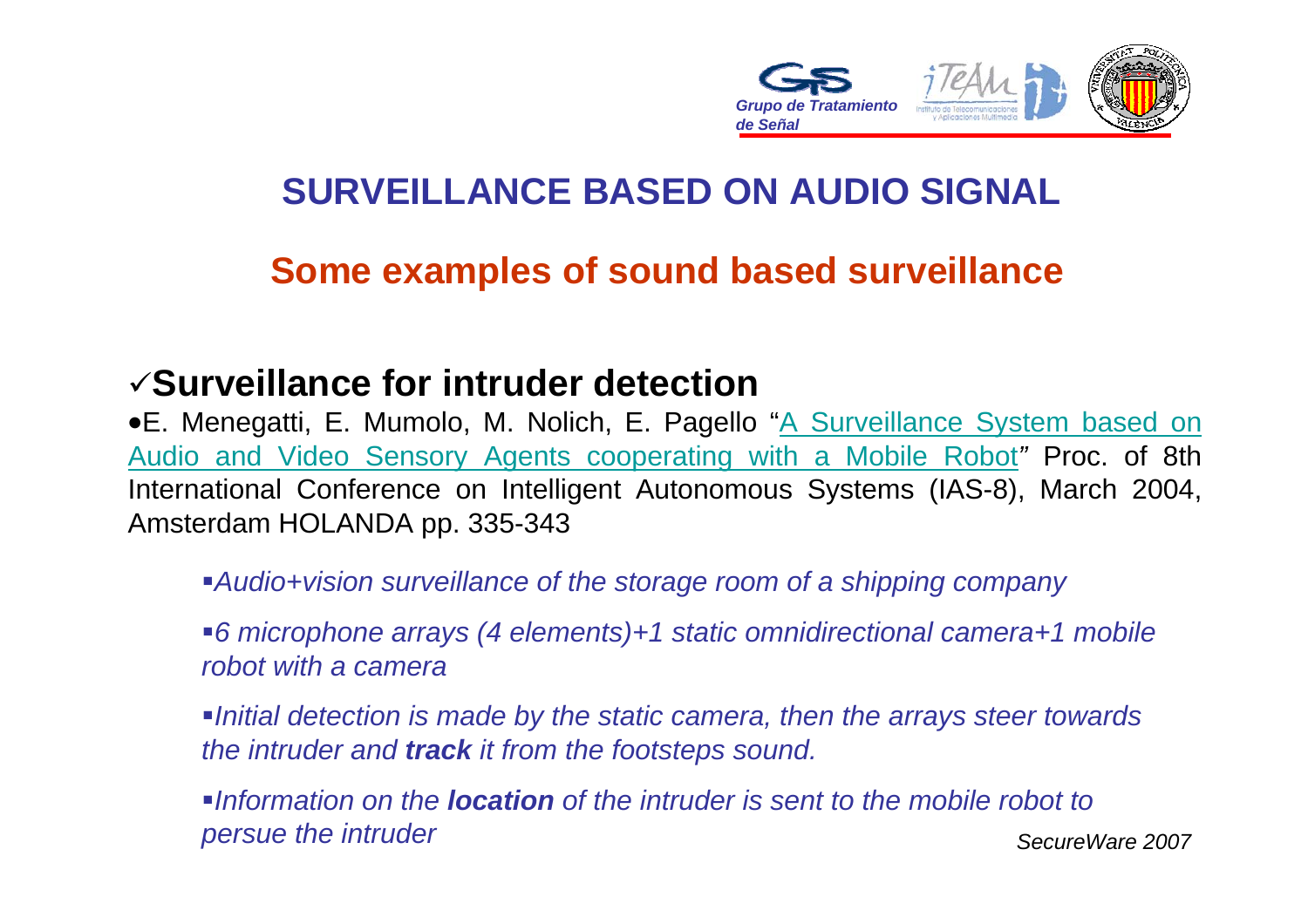# SURVEILLANCE BASED ON AUDIO SIGNAL

## Some examples of sound based surveillance

### ✓Surveillance for intruder detection

- E. Menegatti, E. Mumolo, M. Nolich, E. Pagello "A Surveillance System based on Audio and Video Sensory Agents cooperating with a Mobile Robot" Proc. of 8th International Conference on Intelligent Autonomous Systems (IAS-8), March 2004, Amsterdam HOLANDA pp. 335-343

  - *Audio+vision surveillance of the storage room of a shipping company*
  - *6 microphone arrays (4 elements)+1 static omnidirectional camera+1 mobile robot with a camera*
  - *Initial detection is made by the static camera, then the arrays steer towards the intruder and **track** it from the footsteps sound.*
  - *Information on the **location** of the intruder is sent to the mobile robot to persue the intruder*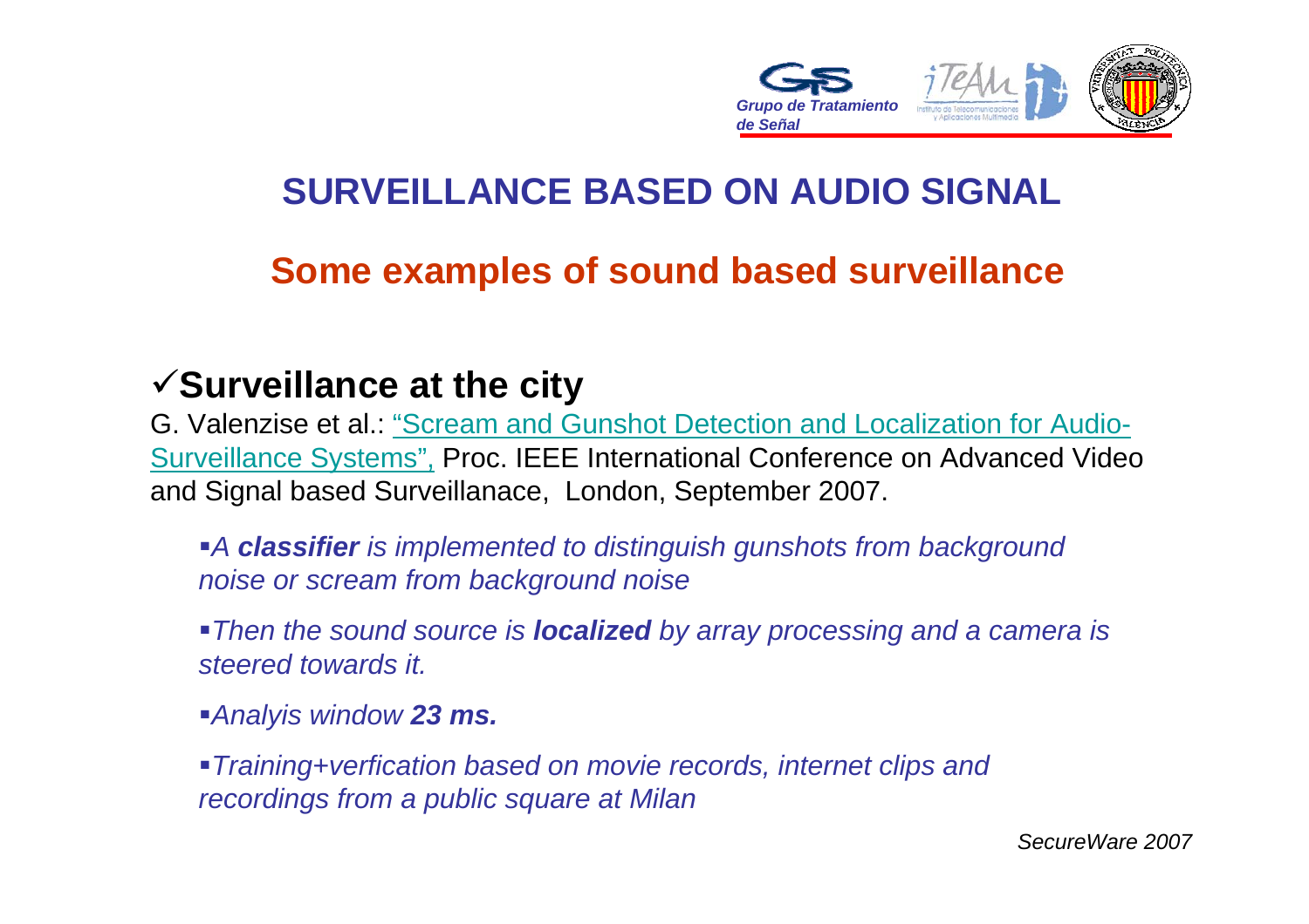# SURVEILLANCE BASED ON AUDIO SIGNAL

## Some examples of sound based surveillance

### ✓Surveillance at the city

G. Valenzise et al.: "Scream and Gunshot Detection and Localization for Audio-Surveillance Systems", Proc. IEEE International Conference on Advanced Video and Signal based Surveillanace, London, September 2007.

- *A **classifier** is implemented to distinguish gunshots from background noise or scream from background noise*
- *Then the sound source is **localized** by array processing and a camera is steered towards it.*
- *Analyis window **23 ms.***
- *Training+verfication based on movie records, internet clips and recordings from a public square at Milan*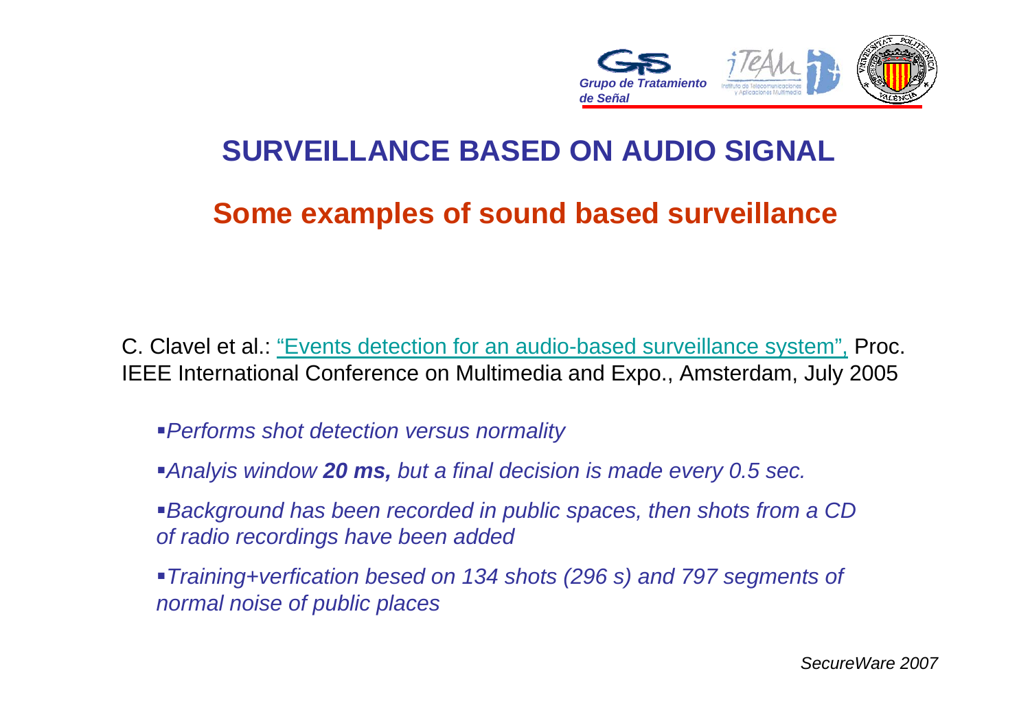# SURVEILLANCE BASED ON AUDIO SIGNAL

## Some examples of sound based surveillance

C. Clavel et al.: "Events detection for an audio-based surveillance system", Proc. IEEE International Conference on Multimedia and Expo., Amsterdam, July 2005

- *Performs shot detection versus normality*
- *Analyis window **20 ms,** but a final decision is made every 0.5 sec.*
- *Background has been recorded in public spaces, then shots from a CD of radio recordings have been added*
- *Training+verfication besed on 134 shots (296 s) and 797 segments of normal noise of public places*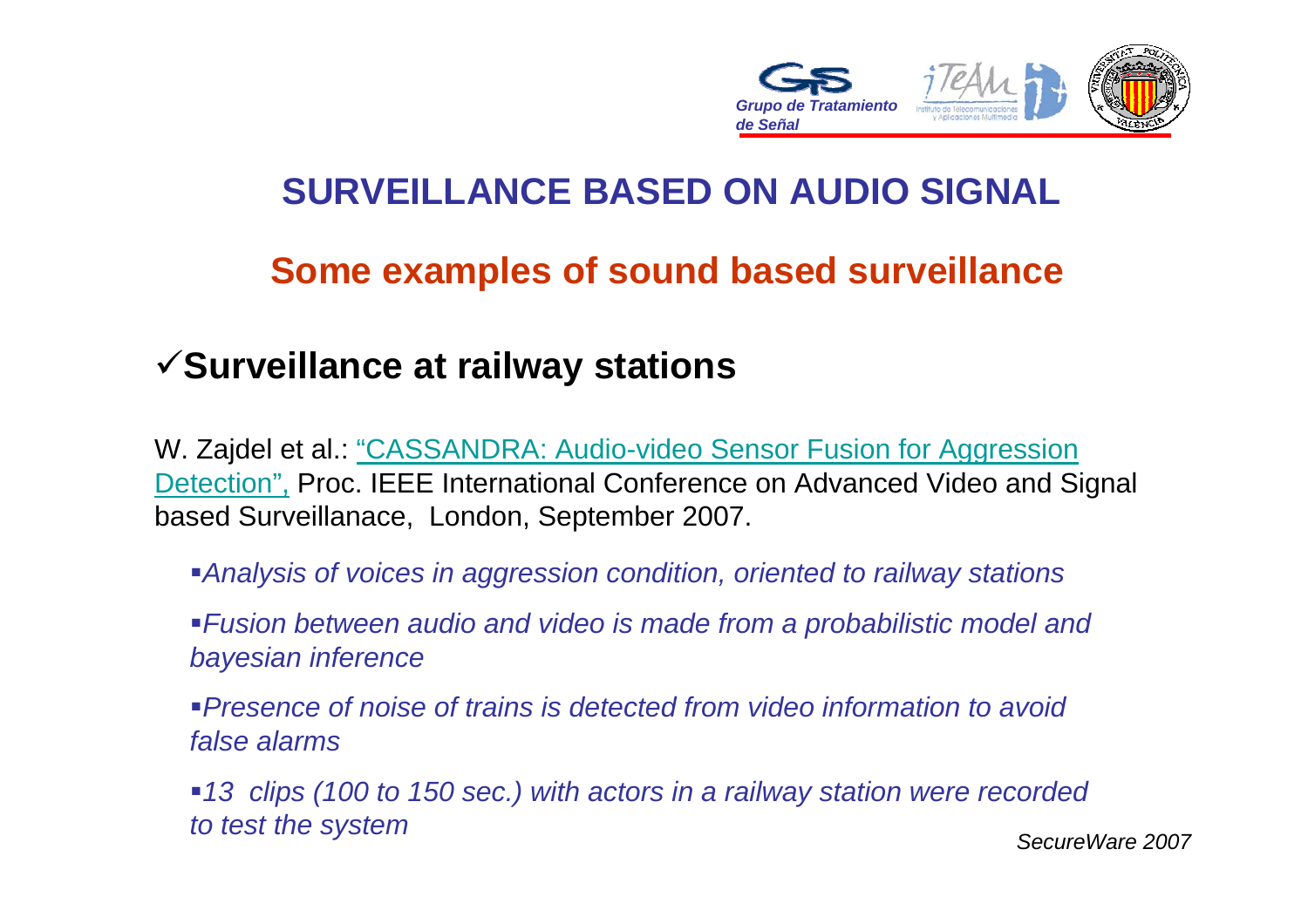# SURVEILLANCE BASED ON AUDIO SIGNAL

## Some examples of sound based surveillance

### ✓Surveillance at railway stations

W. Zajdel et al.: "CASSANDRA: Audio-video Sensor Fusion for Aggression Detection", Proc. IEEE International Conference on Advanced Video and Signal based Surveillanace, London, September 2007.

- *Analysis of voices in aggression condition, oriented to railway stations*
- *Fusion between audio and video is made from a probabilistic model and bayesian inference*
- *Presence of noise of trains is detected from video information to avoid false alarms*
- *13 clips (100 to 150 sec.) with actors in a railway station were recorded to test the system*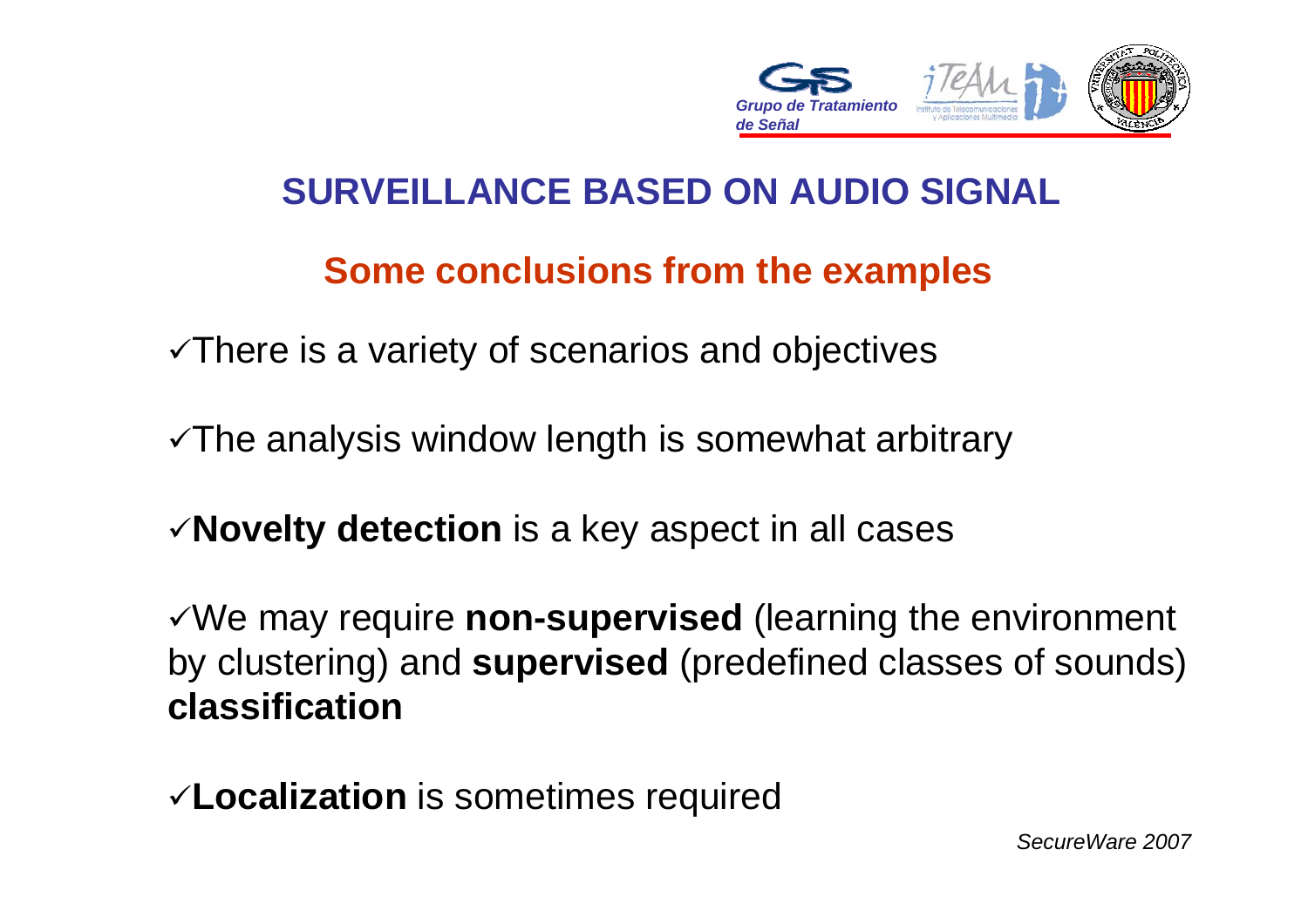# SURVEILLANCE BASED ON AUDIO SIGNAL

## Some conclusions from the examples

- ✓There is a variety of scenarios and objectives
- ✓The analysis window length is somewhat arbitrary
- ✓**Novelty detection** is a key aspect in all cases
- ✓We may require **non-supervised** (learning the environment by clustering) and **supervised** (predefined classes of sounds) **classification**
- ✓**Localization** is sometimes required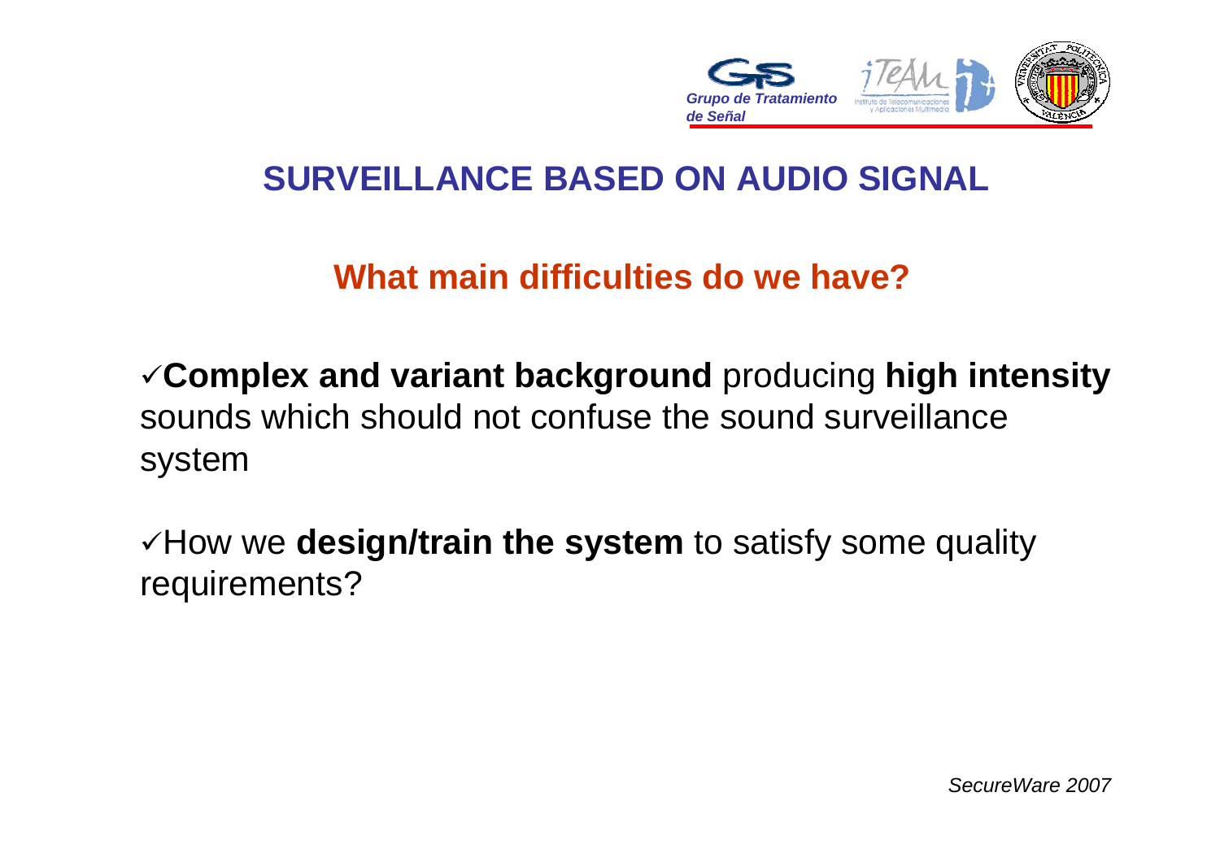# SURVEILLANCE BASED ON AUDIO SIGNAL

## What main difficulties do we have?

- ✓**Complex and variant background** producing **high intensity** sounds which should not confuse the sound surveillance system
- ✓How we **design/train the system** to satisfy some quality requirements?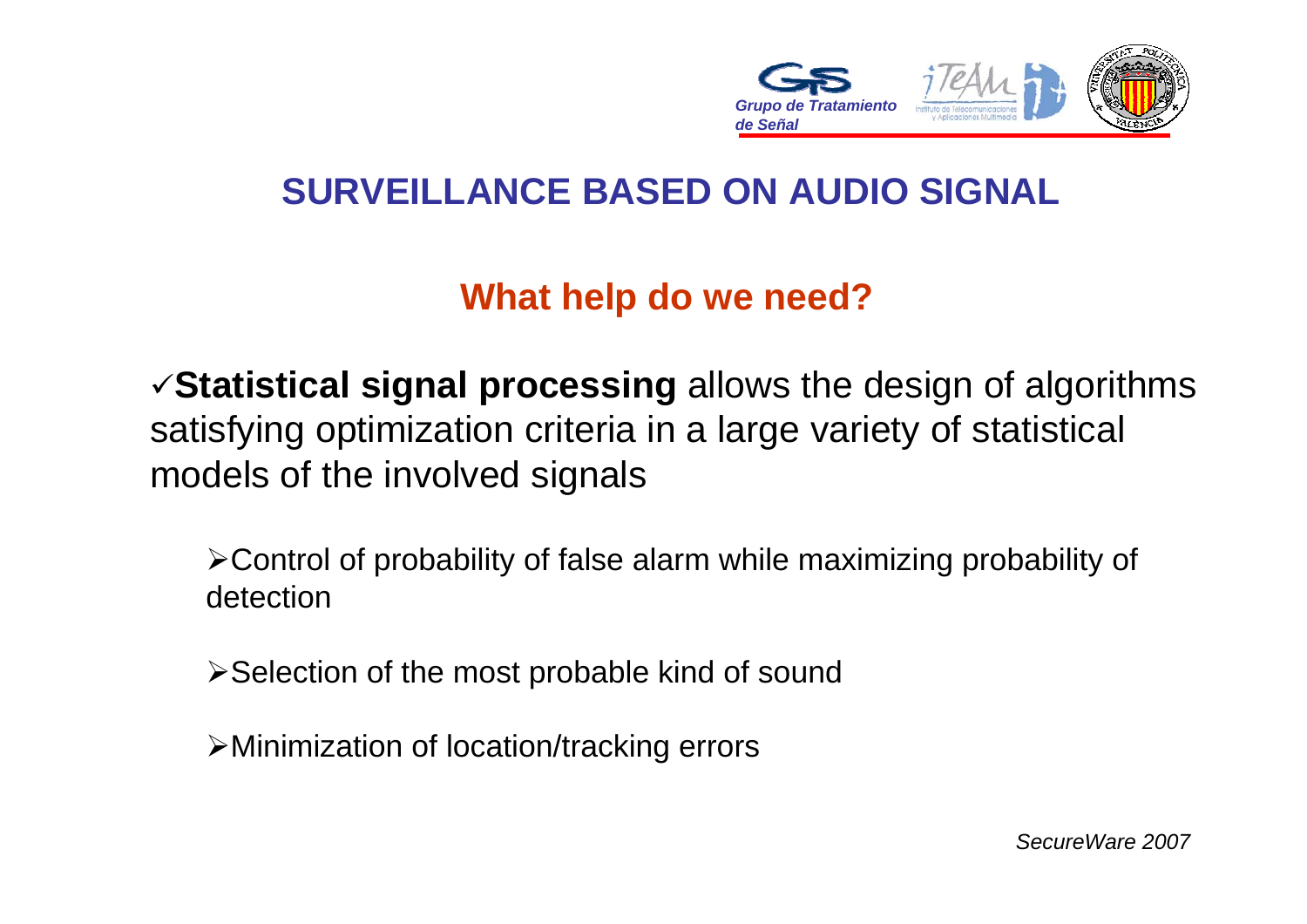# SURVEILLANCE BASED ON AUDIO SIGNAL

## What help do we need?

✓**Statistical signal processing** allows the design of algorithms satisfying optimization criteria in a large variety of statistical models of the involved signals

- Control of probability of false alarm while maximizing probability of detection
- Selection of the most probable kind of sound
- Minimization of location/tracking errors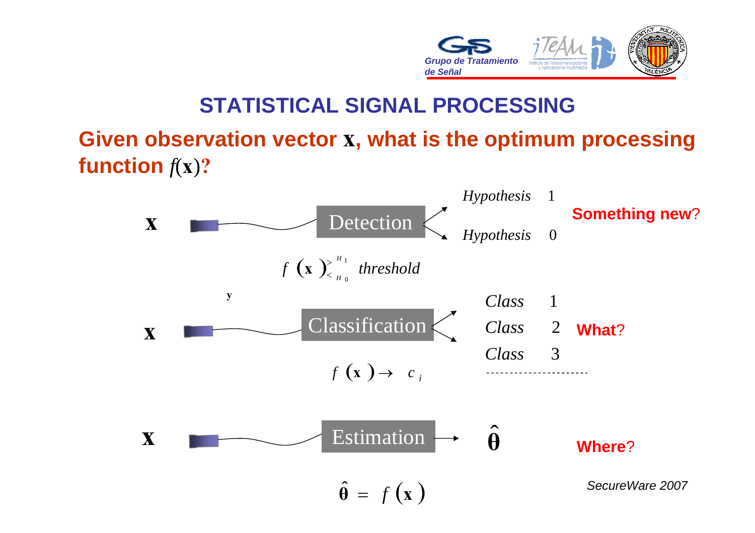# STATISTICAL SIGNAL PROCESSING

## Given observation vector $\mathbf{x}$, what is the optimum processing function $f(\mathbf{x})$?

$\mathbf{x}$ → **Detection** → *Hypothesis* 1 / *Hypothesis* 0 — **Something new?**

$$f(\mathbf{x}) \underset{H_0}{\overset{H_1}{\gtrless}} \text{threshold}$$

y

$\mathbf{x}$ → **Classification** → *Class* 1 / *Class* 2 / *Class* 3 / ... — **What?**

$$f(\mathbf{x}) \rightarrow c_i$$

$\mathbf{x}$ → **Estimation** → $\hat{\boldsymbol{\theta}}$ — **Where?**

$$\hat{\boldsymbol{\theta}} = f(\mathbf{x})$$

*SecureWare 2007*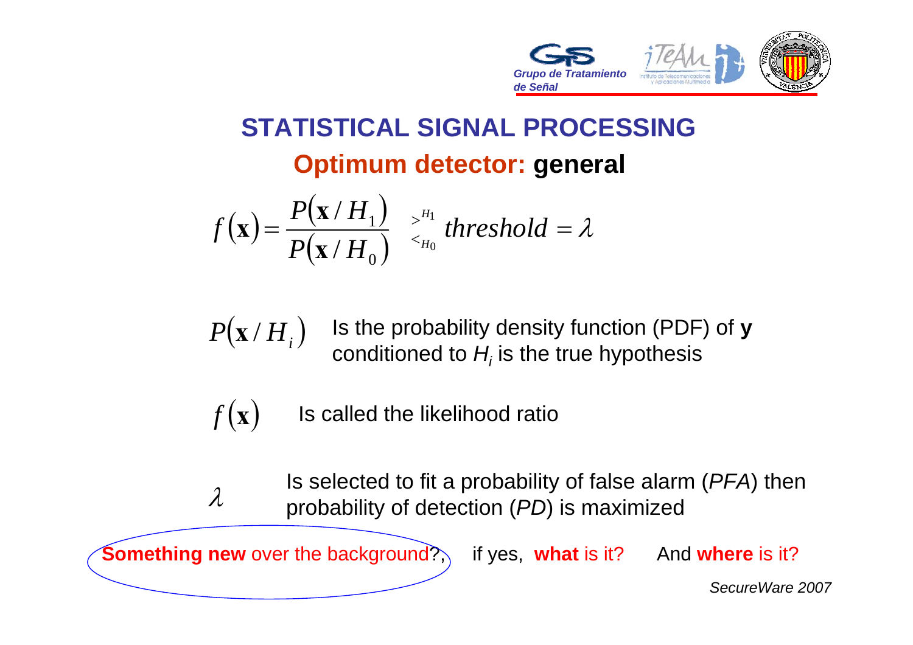## STATISTICAL SIGNAL PROCESSING

### Optimum detector: general

$$f(\mathbf{x}) = \frac{P(\mathbf{x}/H_1)}{P(\mathbf{x}/H_0)} \underset{<_{H_0}}{\overset{>^{H_1}}{}} \; threshold = \lambda$$

$P(\mathbf{x}/H_i)$ Is the probability density function (PDF) of **y** conditioned to $H_i$ is the true hypothesis

$f(\mathbf{x})$ Is called the likelihood ratio

$\lambda$ Is selected to fit a probability of false alarm (*PFA*) then probability of detection (*PD*) is maximized

**Something new** over the background?, if yes, **what** is it? And **where** is it?

*SecureWare 2007*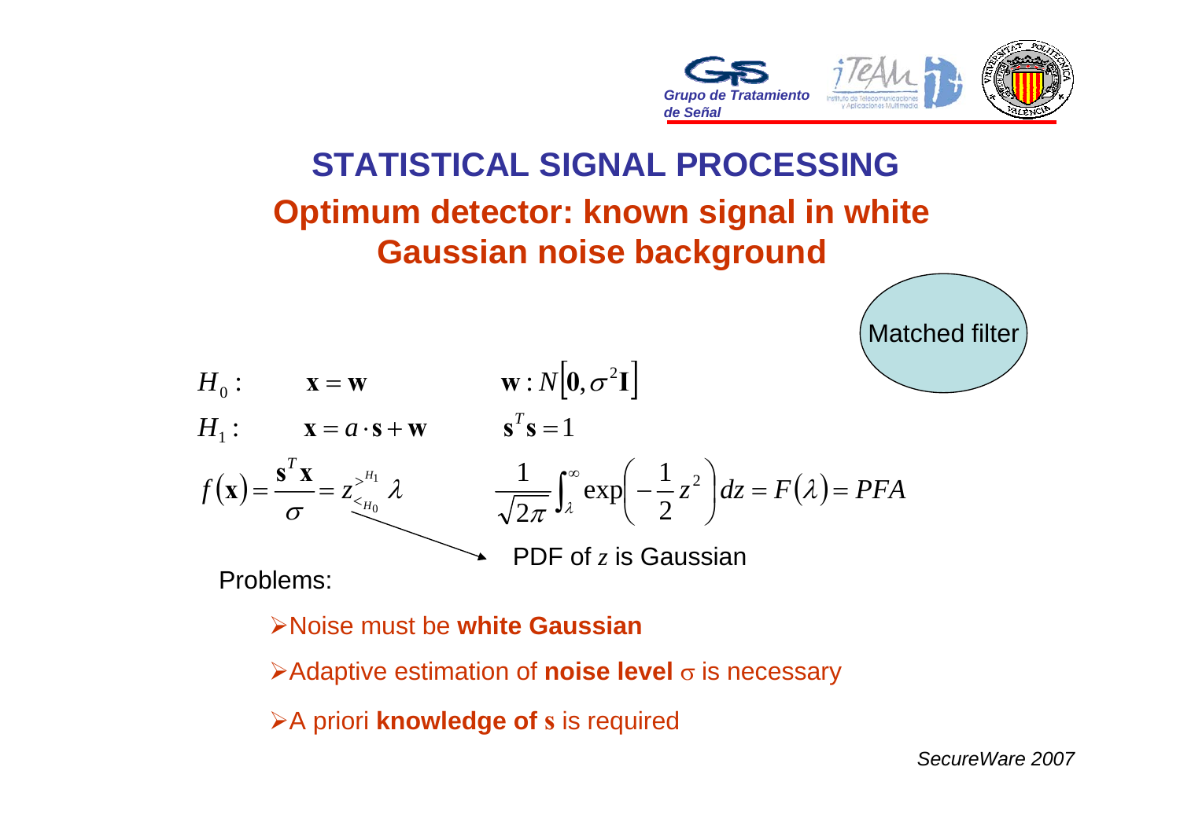# STATISTICAL SIGNAL PROCESSING

## Optimum detector: known signal in white Gaussian noise background

Matched filter

$$H_0: \quad \mathbf{x} = \mathbf{w} \qquad \mathbf{w} : N\left[\mathbf{0}, \sigma^2 \mathbf{I}\right]$$

$$H_1: \quad \mathbf{x} = a \cdot \mathbf{s} + \mathbf{w} \qquad \mathbf{s}^T \mathbf{s} = 1$$

$$f(\mathbf{x}) = \frac{\mathbf{s}^T \mathbf{x}}{\sigma} = z \underset{H_0}{\overset{H_1}{\gtrless}} \lambda \qquad \frac{1}{\sqrt{2\pi}} \int_{\lambda}^{\infty} \exp\left(-\frac{1}{2} z^2\right) dz = F(\lambda) = PFA$$

PDF of $z$ is Gaussian

Problems:

- Noise must be **white Gaussian**
- Adaptive estimation of **noise level** $\sigma$ is necessary
- A priori **knowledge of $\mathbf{s}$** is required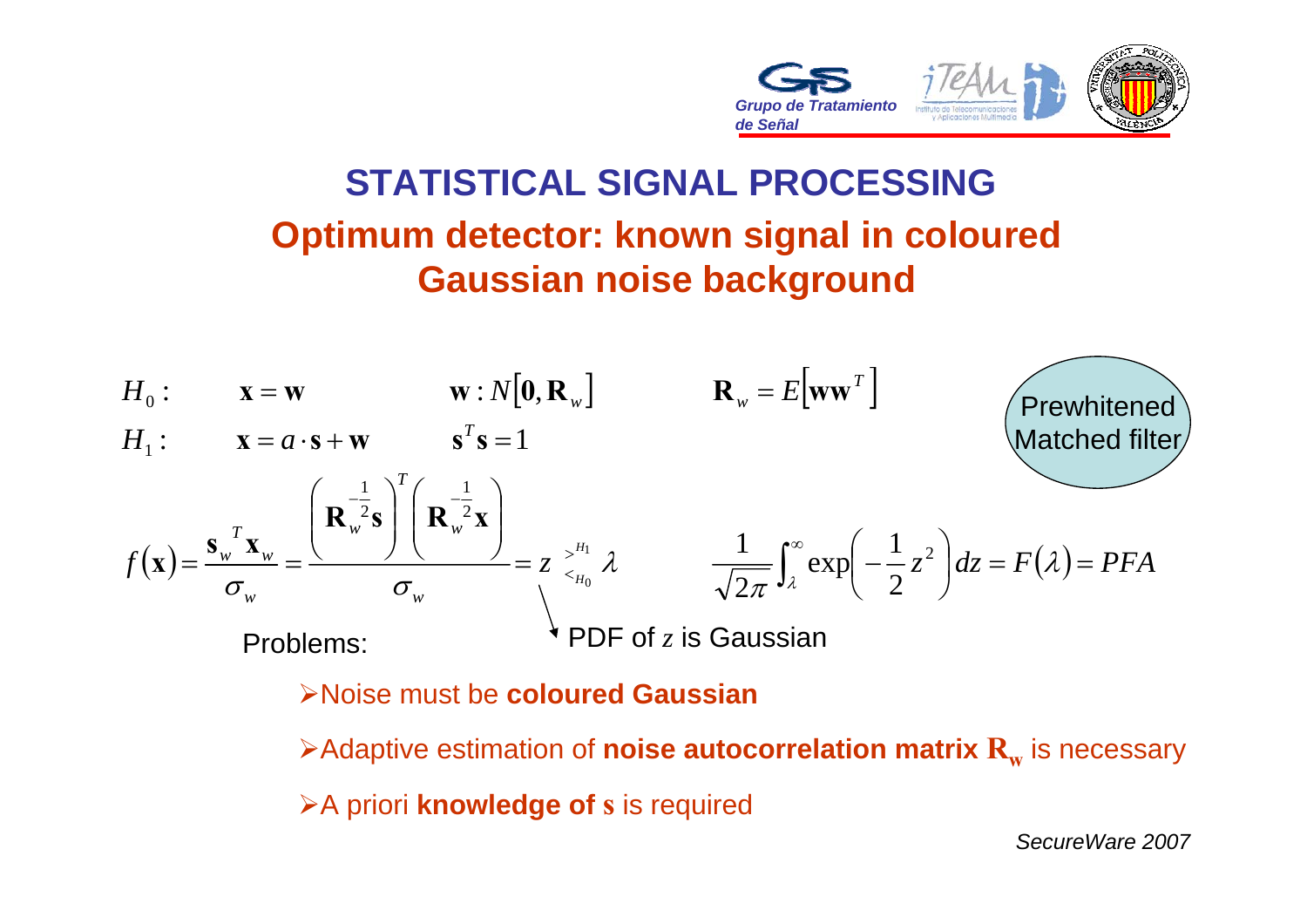# STATISTICAL SIGNAL PROCESSING

## Optimum detector: known signal in coloured Gaussian noise background

$$H_0: \quad \mathbf{x} = \mathbf{w} \qquad \mathbf{w} : N[\mathbf{0}, \mathbf{R}_w] \qquad \mathbf{R}_w = E[\mathbf{w}\mathbf{w}^T]$$

$$H_1: \quad \mathbf{x} = a \cdot \mathbf{s} + \mathbf{w} \qquad \mathbf{s}^T\mathbf{s} = 1$$

Prewhitened Matched filter

$$f(\mathbf{x}) = \frac{\mathbf{s}_w{}^T \mathbf{x}_w}{\sigma_w} = \frac{\left(\mathbf{R}_w^{-\frac{1}{2}}\mathbf{s}\right)^T \left(\mathbf{R}_w^{-\frac{1}{2}}\mathbf{x}\right)}{\sigma_w} = z \underset{H_0}{\overset{H_1}{\gtrless}} \lambda \qquad \frac{1}{\sqrt{2\pi}}\int_\lambda^\infty \exp\left(-\frac{1}{2}z^2\right)dz = F(\lambda) = PFA$$

PDF of $z$ is Gaussian

Problems:

- Noise must be **coloured Gaussian**
- Adaptive estimation of **noise autocorrelation matrix $\mathbf{R_w}$** is necessary
- A priori **knowledge of $\mathbf{s}$** is required

*SecureWare 2007*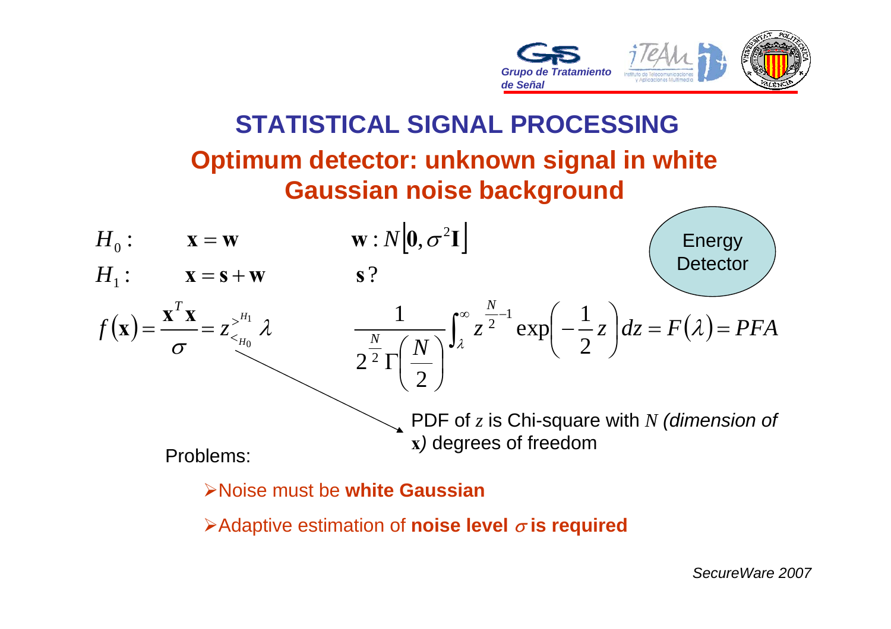# STATISTICAL SIGNAL PROCESSING

## Optimum detector: unknown signal in white Gaussian noise background

$H_0: \quad \mathbf{x} = \mathbf{w} \qquad \mathbf{w} : N\left[\mathbf{0}, \sigma^2\mathbf{I}\right]$

$H_1: \quad \mathbf{x} = \mathbf{s} + \mathbf{w} \qquad \mathbf{s}?$

Energy Detector

$$f(\mathbf{x}) = \frac{\mathbf{x}^T\mathbf{x}}{\sigma} = z \underset{H_0}{\overset{H_1}{\gtrless}} \lambda \qquad \frac{1}{2^{\frac{N}{2}}\Gamma\left(\frac{N}{2}\right)} \int_{\lambda}^{\infty} z^{\frac{N}{2}-1} \exp\left(-\frac{1}{2}z\right) dz = F(\lambda) = PFA$$

PDF of $z$ is Chi-square with $N$ *(dimension of* $\mathbf{x}$*)* degrees of freedom

Problems:

- Noise must be **white Gaussian**
- Adaptive estimation of **noise level $\sigma$ is required**

SecureWare 2007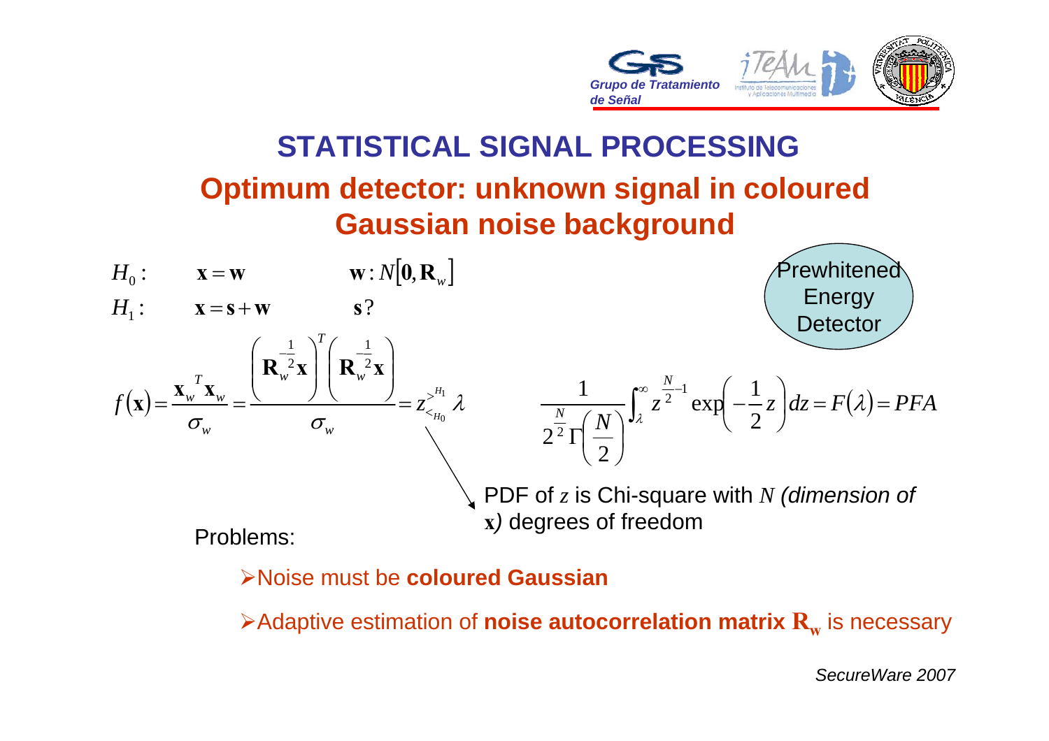# STATISTICAL SIGNAL PROCESSING

## Optimum detector: unknown signal in coloured Gaussian noise background

Prewhitened Energy Detector

$$H_0: \quad \mathbf{x} = \mathbf{w} \qquad \mathbf{w} : N[\mathbf{0}, \mathbf{R}_w]$$

$$H_1: \quad \mathbf{x} = \mathbf{s} + \mathbf{w} \qquad \mathbf{s}?$$

$$f(\mathbf{x}) = \frac{\mathbf{x}_w{}^T \mathbf{x}_w}{\sigma_w} = \frac{\left(\mathbf{R}_w^{-\frac{1}{2}}\mathbf{x}\right)^T \left(\mathbf{R}_w^{-\frac{1}{2}}\mathbf{x}\right)}{\sigma_w} = z \underset{H_0}{\overset{H_1}{\gtrless}} \lambda$$

$$\frac{1}{2^{\frac{N}{2}}\Gamma\left(\frac{N}{2}\right)} \int_\lambda^\infty z^{\frac{N}{2}-1} \exp\left(-\frac{1}{2}z\right) dz = F(\lambda) = PFA$$

PDF of $z$ is Chi-square with $N$ *(dimension of* $\mathbf{x}$*)* degrees of freedom

Problems:

- Noise must be **coloured Gaussian**
- Adaptive estimation of **noise autocorrelation matrix $\mathbf{R}_w$** is necessary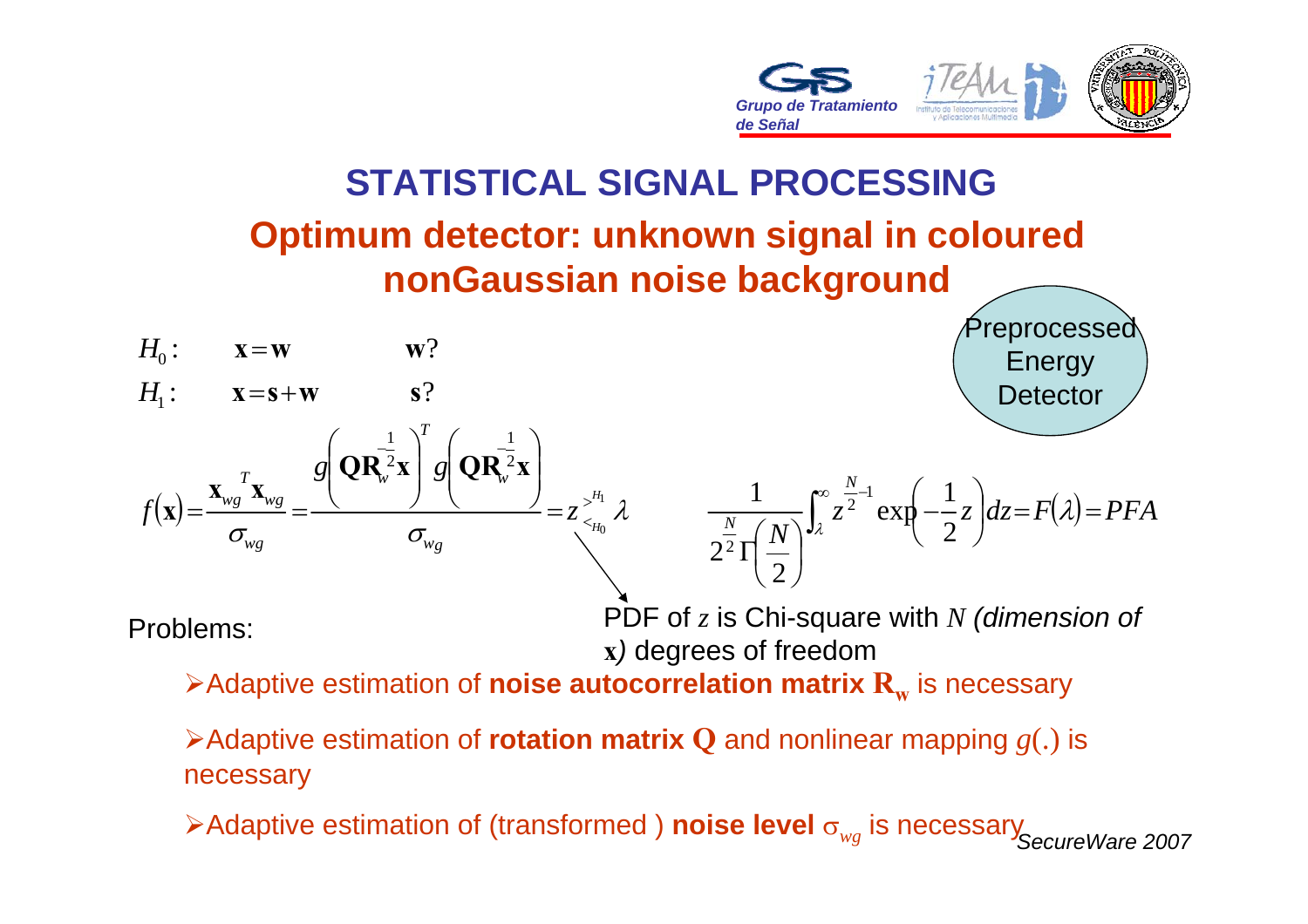# STATISTICAL SIGNAL PROCESSING

## Optimum detector: unknown signal in coloured nonGaussian noise background

Preprocessed Energy Detector

$$H_0: \quad \mathbf{x} = \mathbf{w} \qquad \mathbf{w}?$$

$$H_1: \quad \mathbf{x} = \mathbf{s} + \mathbf{w} \qquad \mathbf{s}?$$

$$f(\mathbf{x}) = \frac{\mathbf{x}_{wg}{}^T \mathbf{x}_{wg}}{\sigma_{wg}} = \frac{g\left(\mathbf{Q}\mathbf{R}_w^{-\frac{1}{2}}\mathbf{x}\right)^T g\left(\mathbf{Q}\mathbf{R}_w^{-\frac{1}{2}}\mathbf{x}\right)}{\sigma_{wg}} = z \underset{H_0}{\overset{H_1}{\gtrless}} \lambda$$

$$\frac{1}{2^{\frac{N}{2}}\Gamma\left(\frac{N}{2}\right)} \int_{\lambda}^{\infty} z^{\frac{N}{2}-1} \exp\left(-\frac{1}{2}z\right) dz = F(\lambda) = PFA$$

PDF of $z$ is Chi-square with $N$ *(dimension of* $\mathbf{x}$*)* degrees of freedom

Problems:

- Adaptive estimation of **noise autocorrelation matrix** $\mathbf{R}_\mathbf{w}$ is necessary
- Adaptive estimation of **rotation matrix** $\mathbf{Q}$ and nonlinear mapping $g(.)$ is necessary
- Adaptive estimation of (transformed ) **noise level** $\sigma_{wg}$ is necessary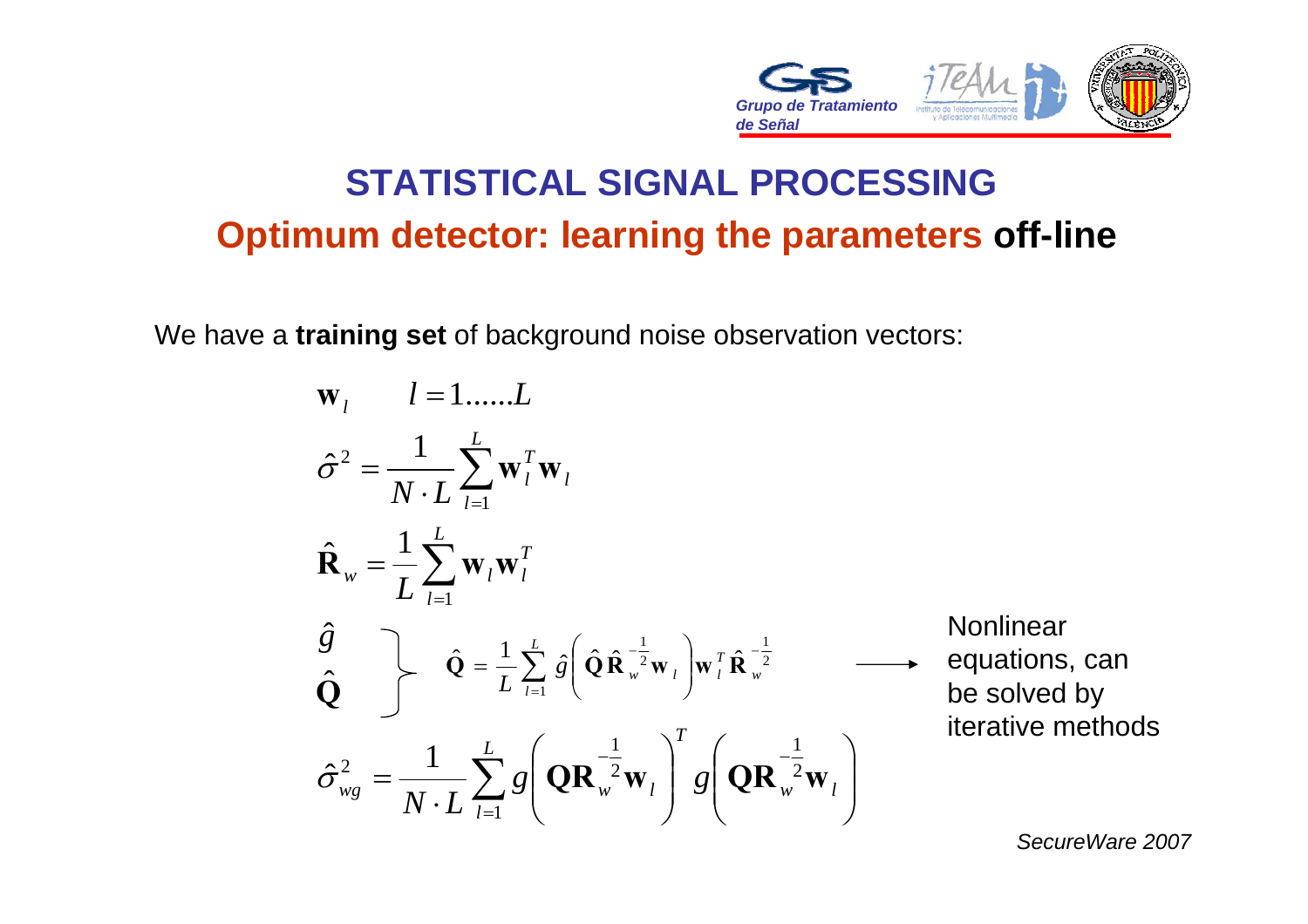# STATISTICAL SIGNAL PROCESSING

## Optimum detector: learning the parameters **off-line**

We have a **training set** of background noise observation vectors:

$$\mathbf{w}_l \qquad l = 1......L$$

$$\hat{\sigma}^2 = \frac{1}{N \cdot L} \sum_{l=1}^{L} \mathbf{w}_l^T \mathbf{w}_l$$

$$\hat{\mathbf{R}}_w = \frac{1}{L} \sum_{l=1}^{L} \mathbf{w}_l \mathbf{w}_l^T$$

$$\left.\begin{array}{l} \hat{g} \\ \hat{\mathbf{Q}} \end{array}\right\} \quad \hat{\mathbf{Q}} = \frac{1}{L} \sum_{l=1}^{L} \hat{g}\left( \hat{\mathbf{Q}} \hat{\mathbf{R}}_w^{-\frac{1}{2}} \mathbf{w}_l \right) \mathbf{w}_l^T \hat{\mathbf{R}}_w^{-\frac{1}{2}} \longrightarrow$$

Nonlinear equations, can be solved by iterative methods

$$\hat{\sigma}_{wg}^2 = \frac{1}{N \cdot L} \sum_{l=1}^{L} g\left( \mathbf{Q}\mathbf{R}_w^{-\frac{1}{2}} \mathbf{w}_l \right)^T g\left( \mathbf{Q}\mathbf{R}_w^{-\frac{1}{2}} \mathbf{w}_l \right)$$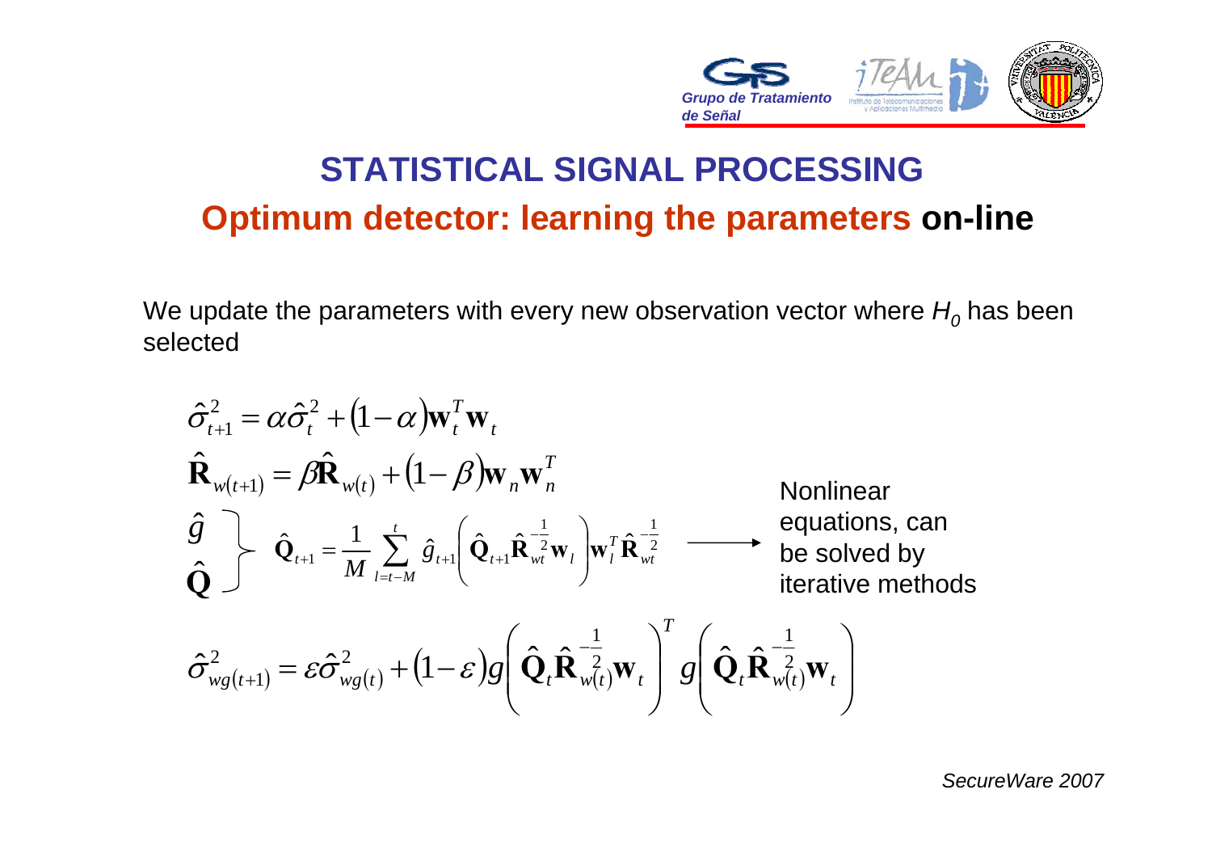# STATISTICAL SIGNAL PROCESSING

## Optimum detector: learning the parameters **on-line**

We update the parameters with every new observation vector where $H_0$ has been selected

$$\hat{\sigma}_{t+1}^2 = \alpha \hat{\sigma}_t^2 + (1-\alpha)\mathbf{w}_t^T \mathbf{w}_t$$

$$\hat{\mathbf{R}}_{w(t+1)} = \beta \hat{\mathbf{R}}_{w(t)} + (1-\beta)\mathbf{w}_n \mathbf{w}_n^T$$

$$\left.\begin{array}{l} \hat{g} \\ \hat{\mathbf{Q}} \end{array}\right\} \quad \hat{\mathbf{Q}}_{t+1} = \frac{1}{M}\sum_{l=t-M}^{t} \hat{g}_{t+1}\left(\hat{\mathbf{Q}}_{t+1}\hat{\mathbf{R}}_{wt}^{-\frac{1}{2}}\mathbf{w}_l\right)\mathbf{w}_l^T \hat{\mathbf{R}}_{wt}^{-\frac{1}{2}} \longrightarrow$$

Nonlinear equations, can be solved by iterative methods

$$\hat{\sigma}_{wg(t+1)}^2 = \varepsilon \hat{\sigma}_{wg(t)}^2 + (1-\varepsilon) g\left(\hat{\mathbf{Q}}_t \hat{\mathbf{R}}_{w(t)}^{-\frac{1}{2}}\mathbf{w}_t\right)^T g\left(\hat{\mathbf{Q}}_t \hat{\mathbf{R}}_{w(t)}^{-\frac{1}{2}}\mathbf{w}_t\right)$$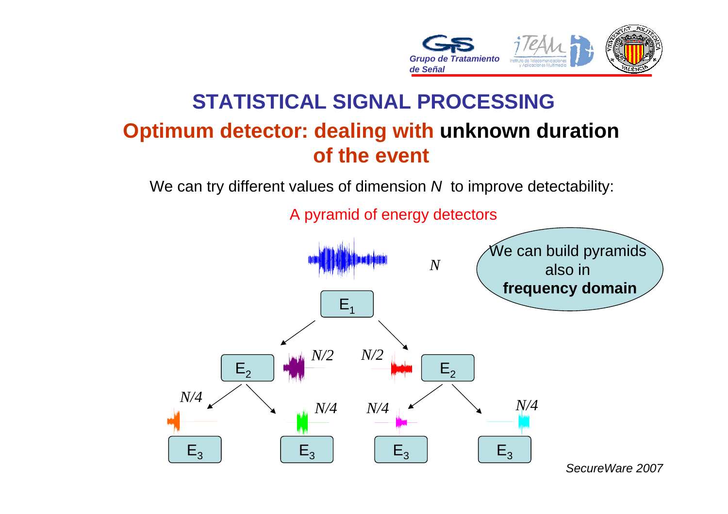# STATISTICAL SIGNAL PROCESSING

## Optimum detector: dealing with **unknown duration** of the event

We can try different values of dimension $N$ to improve detectability:

A pyramid of energy detectors

$N$

$E_1$

$N/2$ $N/2$

$E_2$ $E_2$

$N/4$ $N/4$ $N/4$ $N/4$

$E_3$ $E_3$ $E_3$ $E_3$

We can build pyramids also in **frequency domain**

*SecureWare 2007*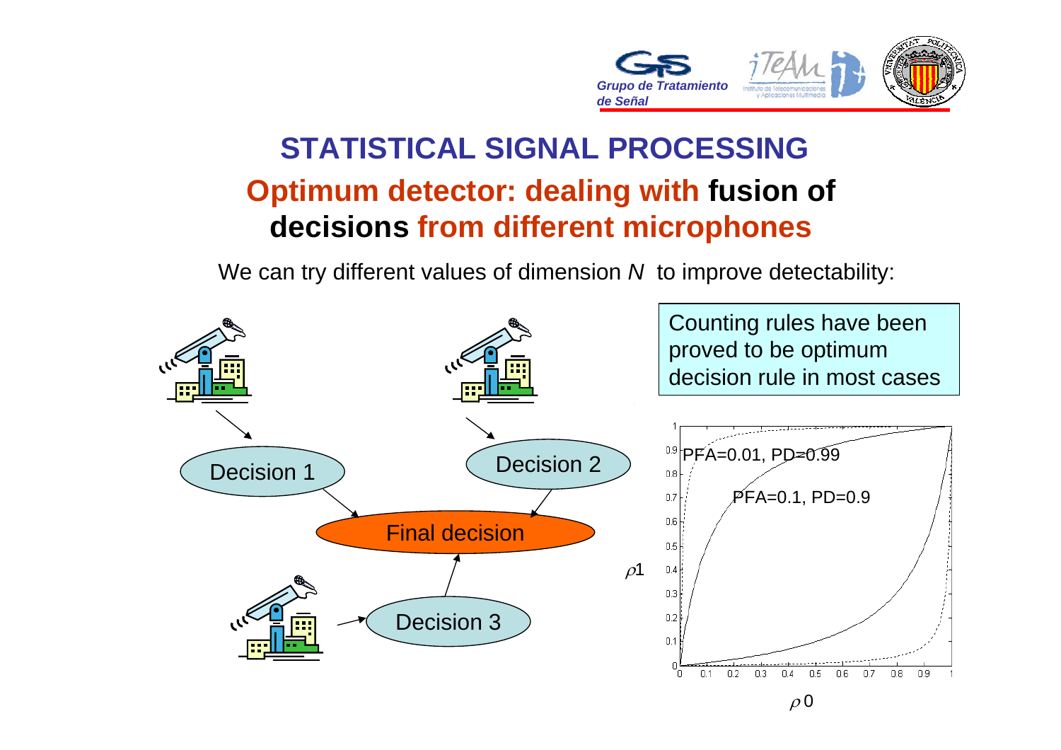# STATISTICAL SIGNAL PROCESSING

## Optimum detector: dealing with **fusion of decisions** from different microphones

We can try different values of dimension $N$ to improve detectability:

Decision 1

Decision 2

Decision 3

Final decision

Counting rules have been proved to be optimum decision rule in most cases

PFA=0.01, PD=0.99

PFA=0.1, PD=0.9

$\rho 1$

$\rho 0$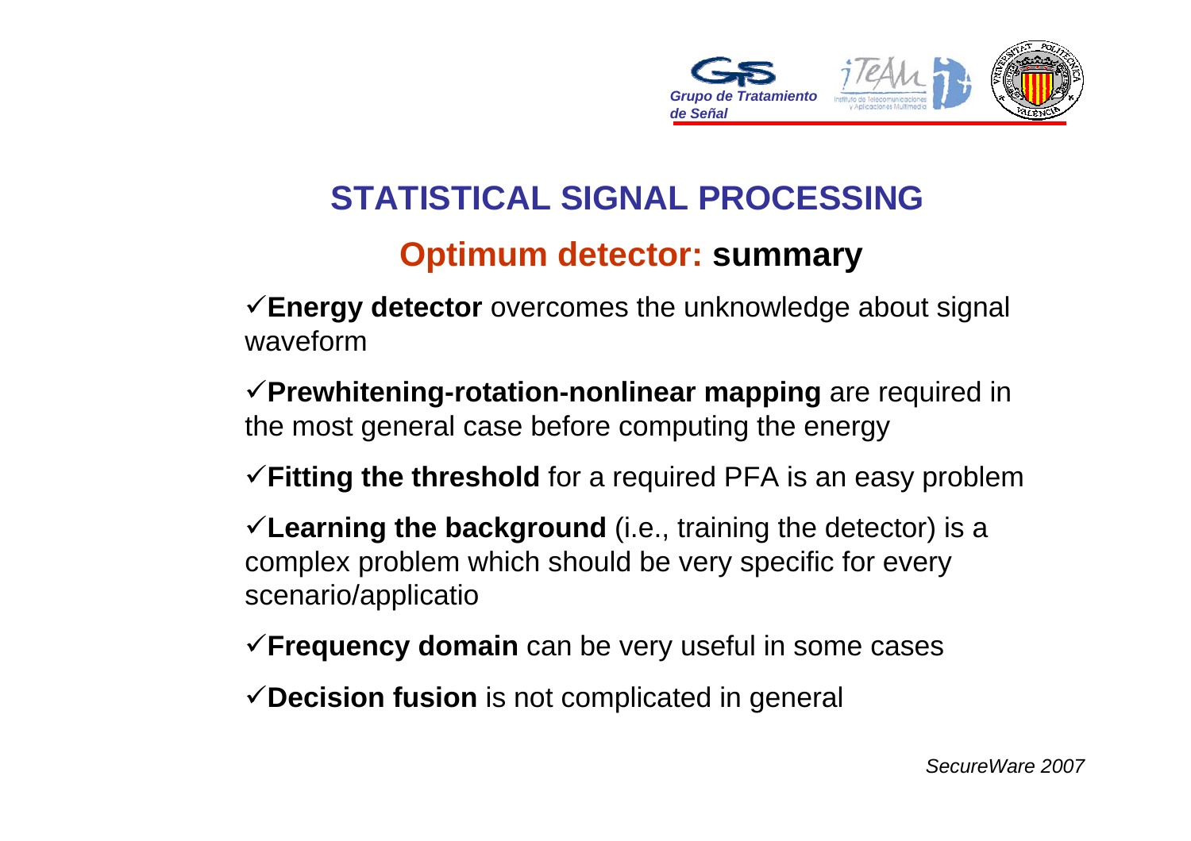# STATISTICAL SIGNAL PROCESSING

## Optimum detector: summary

- ✓**Energy detector** overcomes the unknowledge about signal waveform
- ✓**Prewhitening-rotation-nonlinear mapping** are required in the most general case before computing the energy
- ✓**Fitting the threshold** for a required PFA is an easy problem
- ✓**Learning the background** (i.e., training the detector) is a complex problem which should be very specific for every scenario/applicatio
- ✓**Frequency domain** can be very useful in some cases
- ✓**Decision fusion** is not complicated in general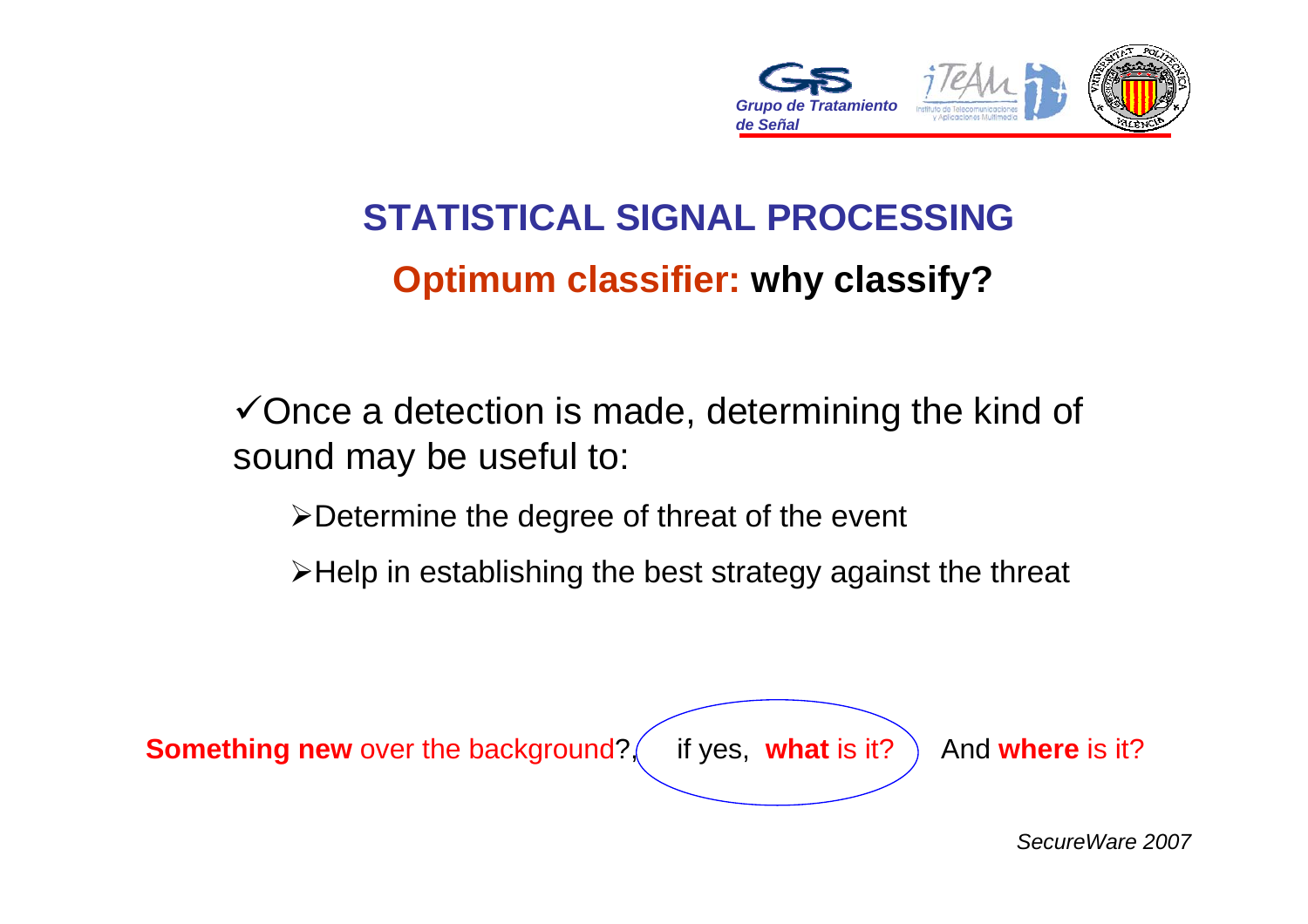# STATISTICAL SIGNAL PROCESSING

## Optimum classifier: why classify?

✓Once a detection is made, determining the kind of sound may be useful to:

- Determine the degree of threat of the event
- Help in establishing the best strategy against the threat

**Something new** over the background?, if yes, **what** is it? And **where** is it?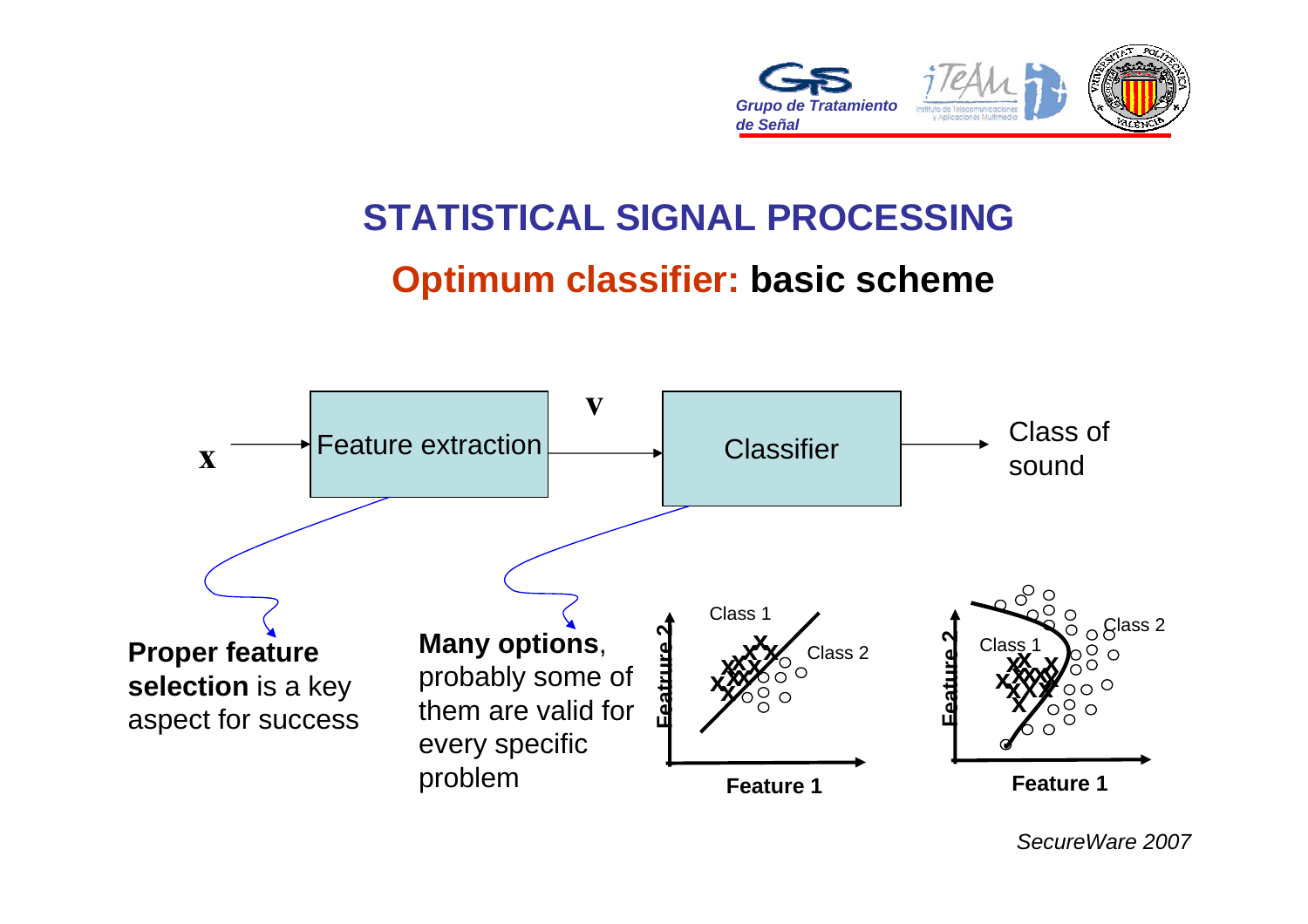# STATISTICAL SIGNAL PROCESSING

## Optimum classifier: basic scheme

$\mathbf{x}$ → Feature extraction → $\mathbf{v}$ → Classifier → Class of sound

**Proper feature selection** is a key aspect for success

**Many options**, probably some of them are valid for every specific problem

Class 1 | Class 2 | Feature 2 | Feature 1

Class 1 | Class 2 | Feature 2 | Feature 1

*SecureWare 2007*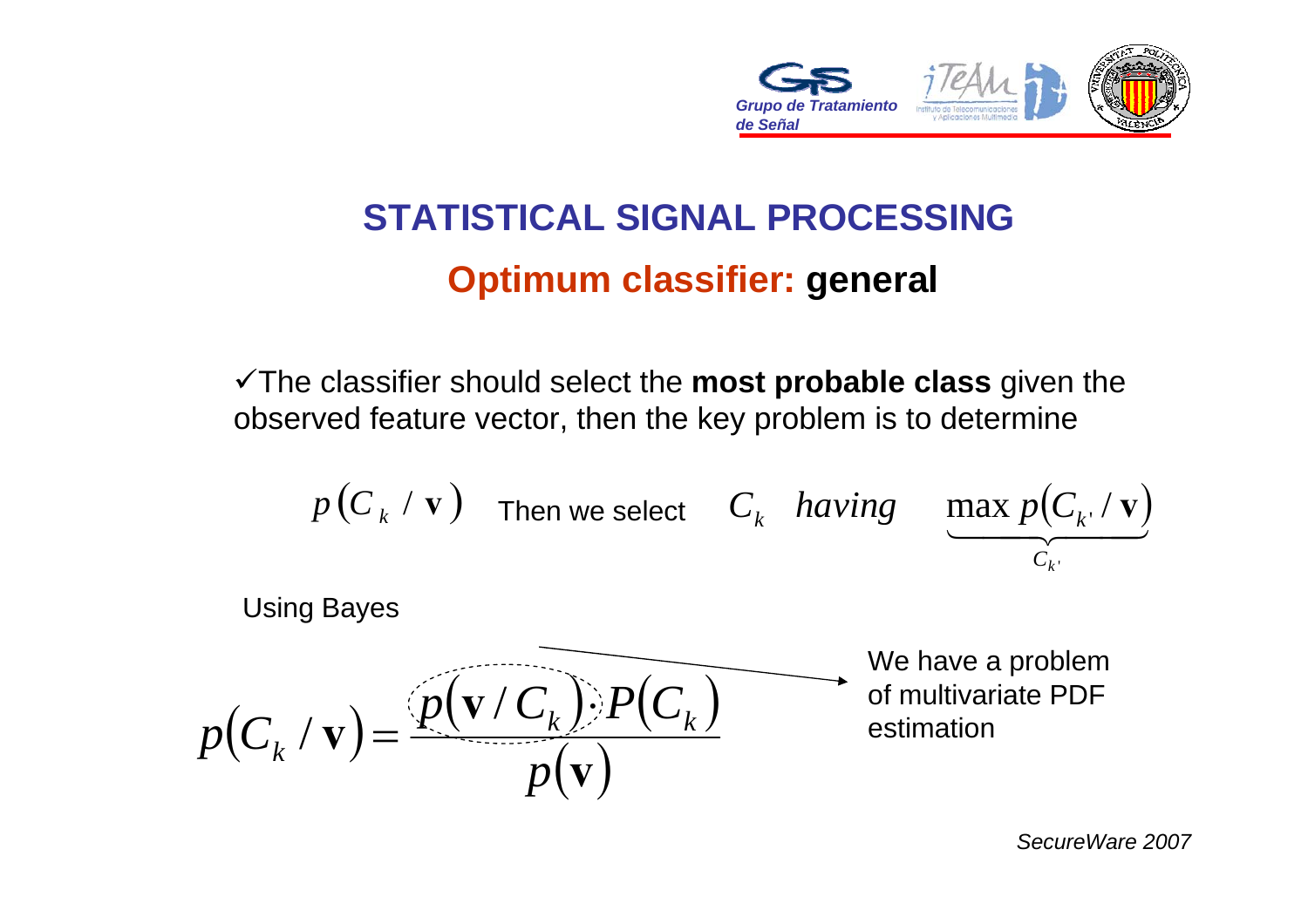# STATISTICAL SIGNAL PROCESSING

## Optimum classifier: general

✓The classifier should select the **most probable class** given the observed feature vector, then the key problem is to determine

$p(C_k / \mathbf{v})$ Then we select $C_k$ *having* $\underbrace{\max p(C_{k'} / \mathbf{v})}_{C_{k'}}$

Using Bayes

$$p(C_k / \mathbf{v}) = \frac{p(\mathbf{v} / C_k) \cdot P(C_k)}{p(\mathbf{v})}$$

We have a problem of multivariate PDF estimation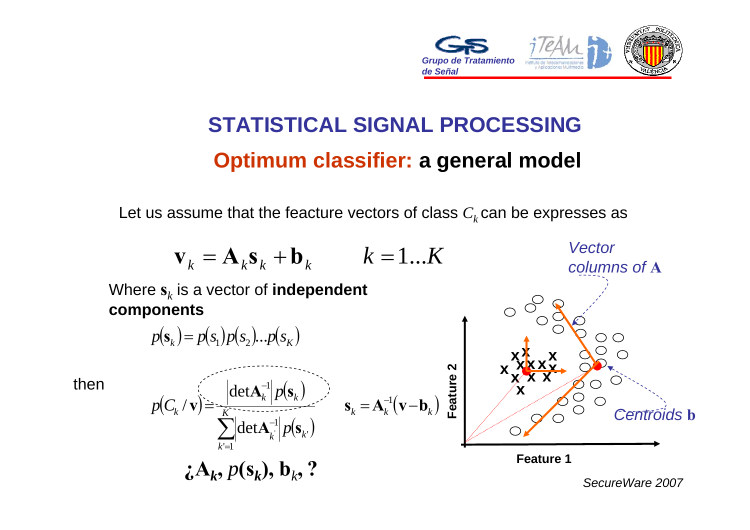# STATISTICAL SIGNAL PROCESSING

## Optimum classifier: a general model

Let us assume that the feacture vectors of class $C_k$ can be expresses as

$$\mathbf{v}_k = \mathbf{A}_k \mathbf{s}_k + \mathbf{b}_k \qquad k = 1 \ldots K$$

Where $\mathbf{s}_k$ is a vector of **independent components**

$$p(\mathbf{s}_k) = p(s_1)p(s_2)\ldots p(s_K)$$

then

$$p(C_k / \mathbf{v}) = \frac{\left|\det \mathbf{A}_k^{-1}\right| p(\mathbf{s}_k)}{\sum_{k'=1}^{K} \left|\det \mathbf{A}_{k'}^{-1}\right| p(\mathbf{s}_{k'})} \qquad \mathbf{s}_k = \mathbf{A}_k^{-1}(\mathbf{v} - \mathbf{b}_k)$$

**¿$\mathbf{A}_k$, $p(\mathbf{s}_k)$, $\mathbf{b}_k$, ?**

*Vector columns of* $\mathbf{A}$

*Centroids* $\mathbf{b}$

**Feature 1**

**Feature 2**

*SecureWare 2007*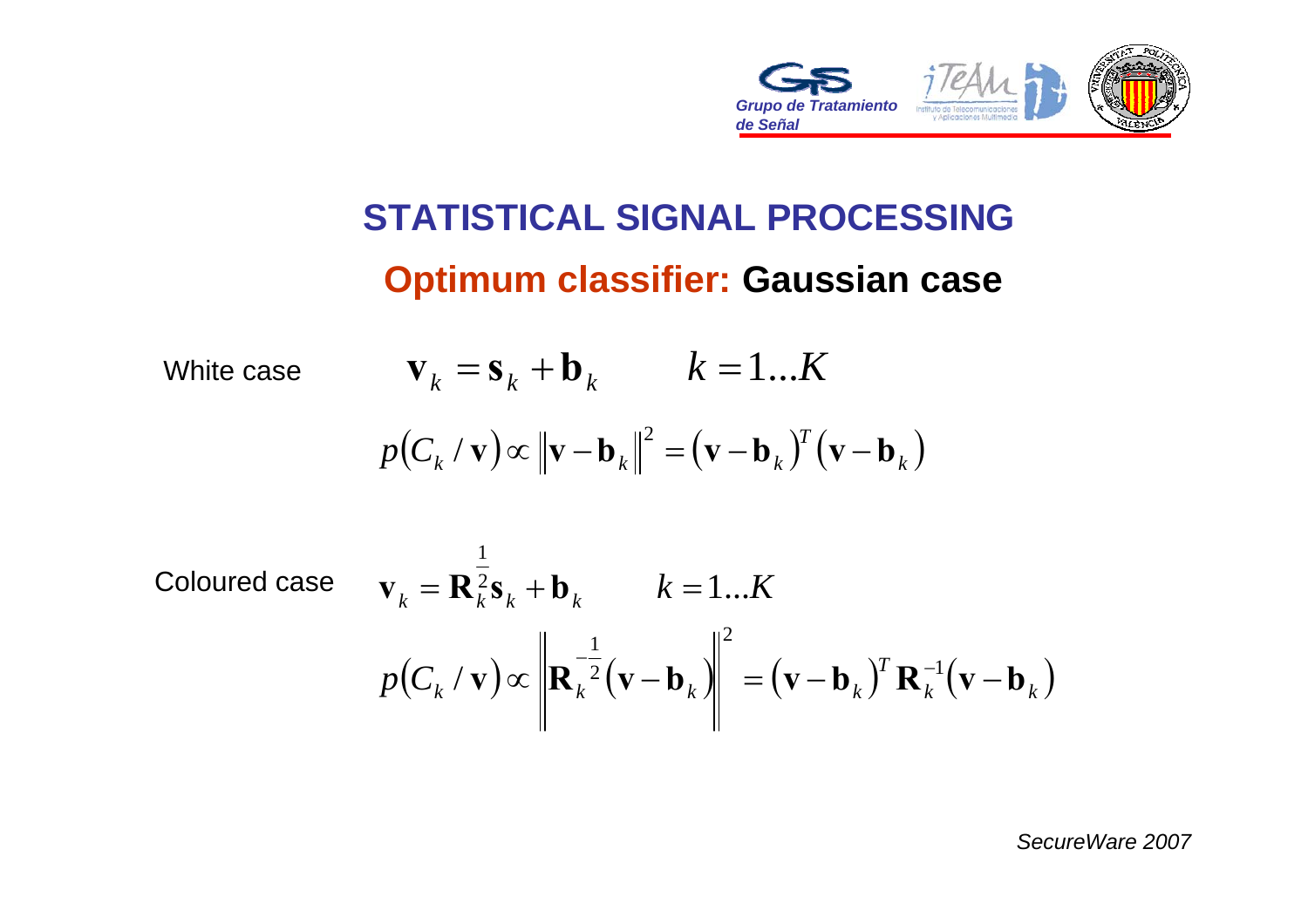# STATISTICAL SIGNAL PROCESSING

## **Optimum classifier:** Gaussian case

White case

$$\mathbf{v}_k = \mathbf{s}_k + \mathbf{b}_k \qquad k = 1 \ldots K$$

$$p(C_k / \mathbf{v}) \propto \left\| \mathbf{v} - \mathbf{b}_k \right\|^2 = \left( \mathbf{v} - \mathbf{b}_k \right)^T \left( \mathbf{v} - \mathbf{b}_k \right)$$

Coloured case

$$\mathbf{v}_k = \mathbf{R}_k^{\frac{1}{2}} \mathbf{s}_k + \mathbf{b}_k \qquad k = 1 \ldots K$$

$$p(C_k / \mathbf{v}) \propto \left\| \mathbf{R}_k^{-\frac{1}{2}} \left( \mathbf{v} - \mathbf{b}_k \right) \right\|^2 = \left( \mathbf{v} - \mathbf{b}_k \right)^T \mathbf{R}_k^{-1} \left( \mathbf{v} - \mathbf{b}_k \right)$$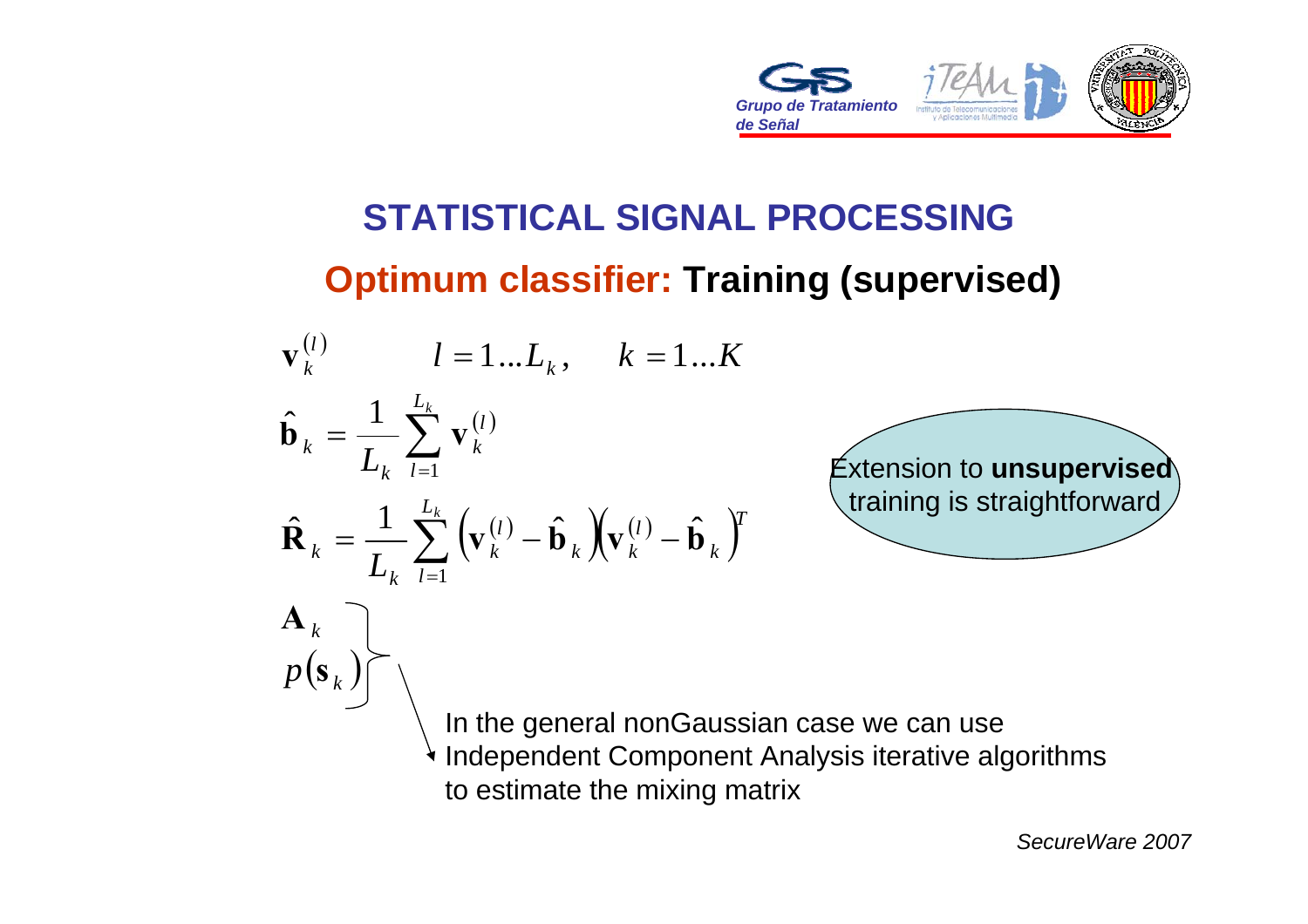## STATISTICAL SIGNAL PROCESSING

### Optimum classifier: **Training (supervised)**

$$\mathbf{v}_k^{(l)} \qquad l = 1 \ldots L_k, \quad k = 1 \ldots K$$

$$\hat{\mathbf{b}}_k = \frac{1}{L_k} \sum_{l=1}^{L_k} \mathbf{v}_k^{(l)}$$

$$\hat{\mathbf{R}}_k = \frac{1}{L_k} \sum_{l=1}^{L_k} \left( \mathbf{v}_k^{(l)} - \hat{\mathbf{b}}_k \right) \left( \mathbf{v}_k^{(l)} - \hat{\mathbf{b}}_k \right)^T$$

Extension to **unsupervised** training is straightforward

$$\left. \begin{array}{l} \mathbf{A}_k \\ p(\mathbf{s}_k) \end{array} \right\}$$

In the general nonGaussian case we can use Independent Component Analysis iterative algorithms to estimate the mixing matrix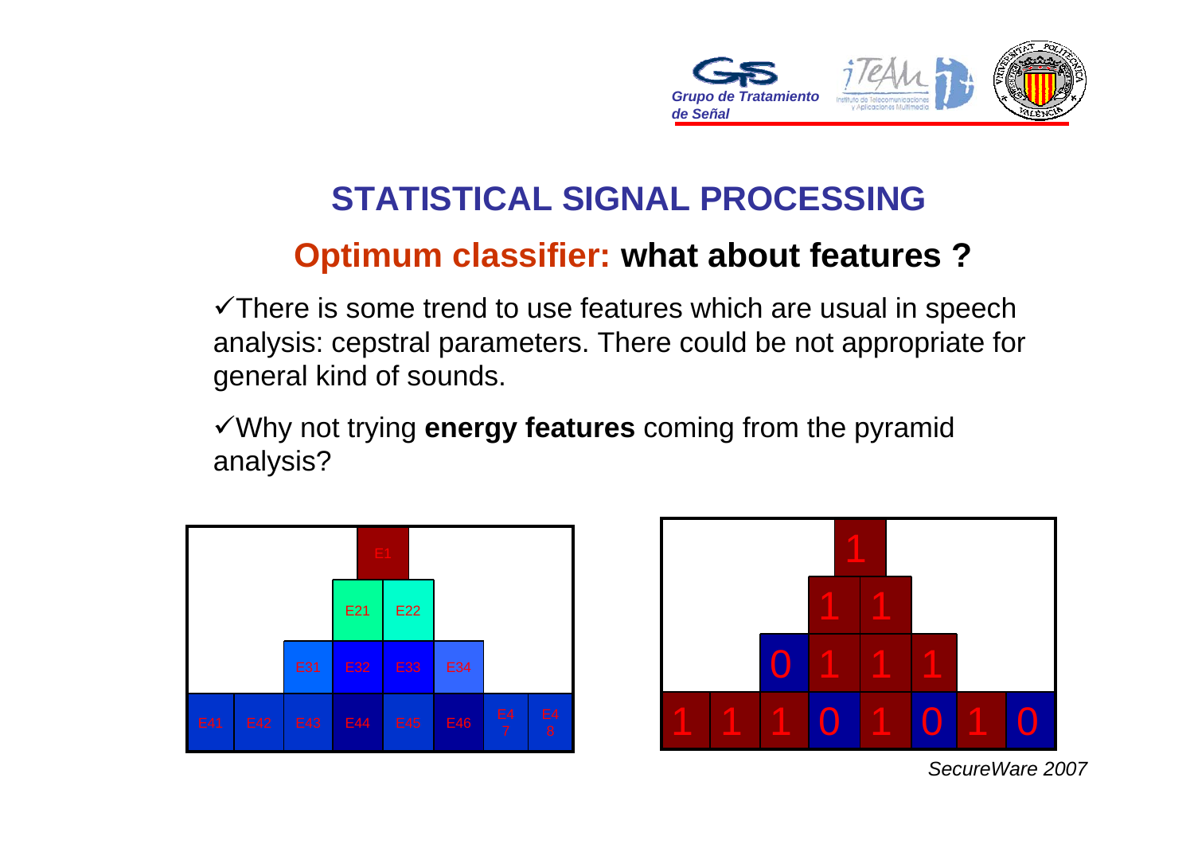# STATISTICAL SIGNAL PROCESSING

## Optimum classifier: what about features ?

✓There is some trend to use features which are usual in speech analysis: cepstral parameters. There could be not appropriate for general kind of sounds.

✓Why not trying **energy features** coming from the pyramid analysis?

|  |  |  | E1 |  |  |  |  |
|---|---|---|---|---|---|---|---|
|  |  | E21 | E22 |  |  |  |  |
|  | E31 | E32 | E33 | E34 |  |  |  |
| E41 | E42 | E43 | E44 | E45 | E46 | E47 | E48 |

|  |  |  | 1 |  |  |  |  |
|---|---|---|---|---|---|---|---|
|  |  | 1 | 1 |  |  |  |  |
|  | 0 | 1 | 1 | 1 |  |  |  |
| 1 | 1 | 1 | 0 | 1 | 0 | 1 | 0 |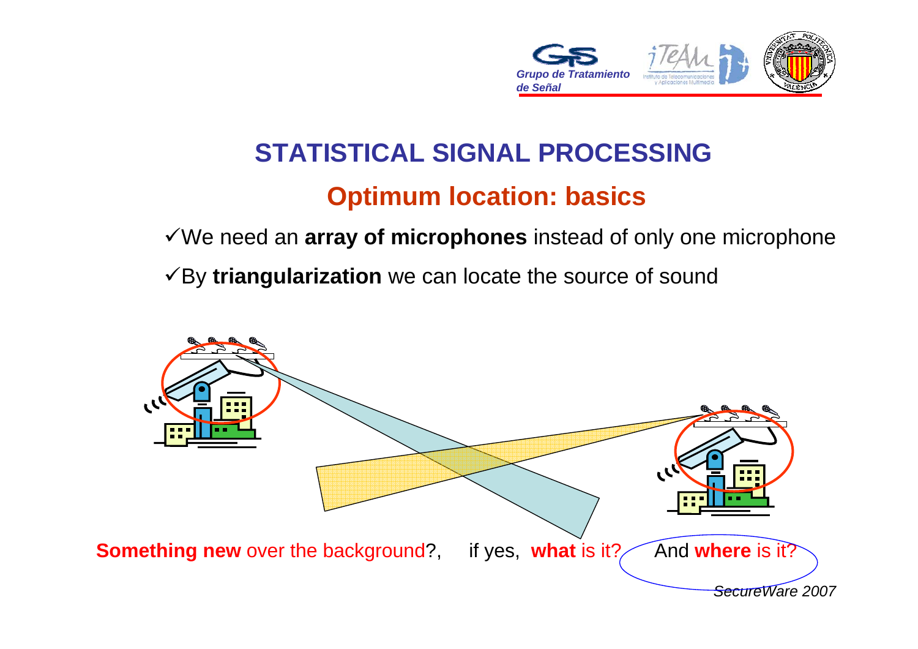# STATISTICAL SIGNAL PROCESSING

## Optimum location: basics

- ✓We need an **array of microphones** instead of only one microphone
- ✓By **triangularization** we can locate the source of sound

**Something new** over the background?, if yes, **what** is it? And **where** is it?

*SecureWare 2007*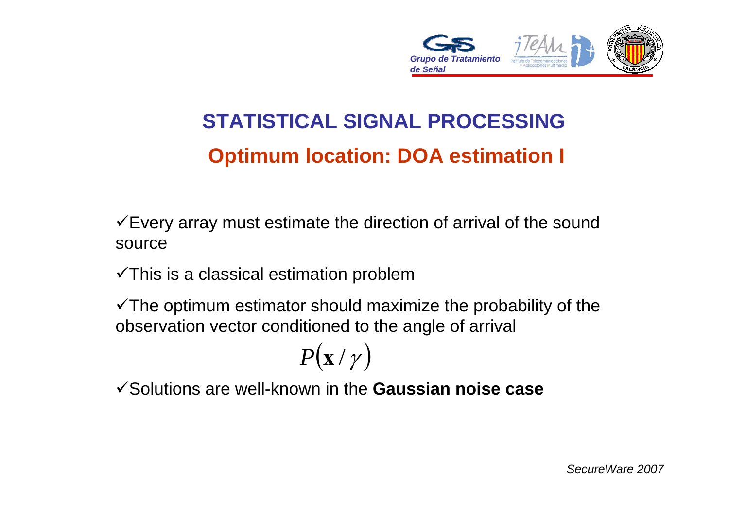# STATISTICAL SIGNAL PROCESSING

## Optimum location: DOA estimation I

- ✓Every array must estimate the direction of arrival of the sound source
- ✓This is a classical estimation problem
- ✓The optimum estimator should maximize the probability of the observation vector conditioned to the angle of arrival

$$P(\mathbf{x}/\gamma)$$

- ✓Solutions are well-known in the **Gaussian noise case**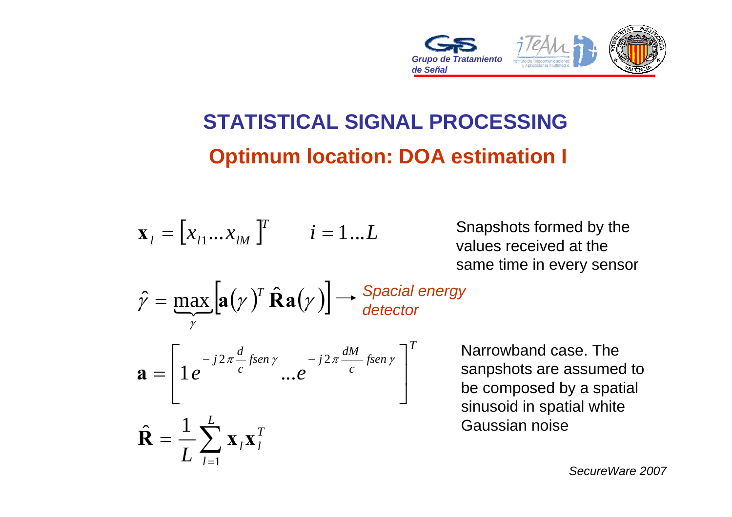# STATISTICAL SIGNAL PROCESSING

## Optimum location: DOA estimation I

$$\mathbf{x}_l = \left[x_{l1} \ldots x_{lM}\right]^T \qquad i = 1 \ldots L$$

Snapshots formed by the values received at the same time in every sensor

$$\hat{\gamma} = \underbrace{\max}_{\gamma}\left[\mathbf{a}(\gamma)^T \hat{\mathbf{R}} \mathbf{a}(\gamma)\right] \rightarrow$$ *Spacial energy detector*

$$\mathbf{a} = \left[1 e^{-j2\pi \frac{d}{c} fsen\gamma} \ldots e^{-j2\pi \frac{dM}{c} fsen\gamma}\right]^T$$

Narrowband case. The sanpshots are assumed to be composed by a spatial sinusoid in spatial white Gaussian noise

$$\hat{\mathbf{R}} = \frac{1}{L}\sum_{l=1}^{L} \mathbf{x}_l \mathbf{x}_l^T$$

*SecureWare 2007*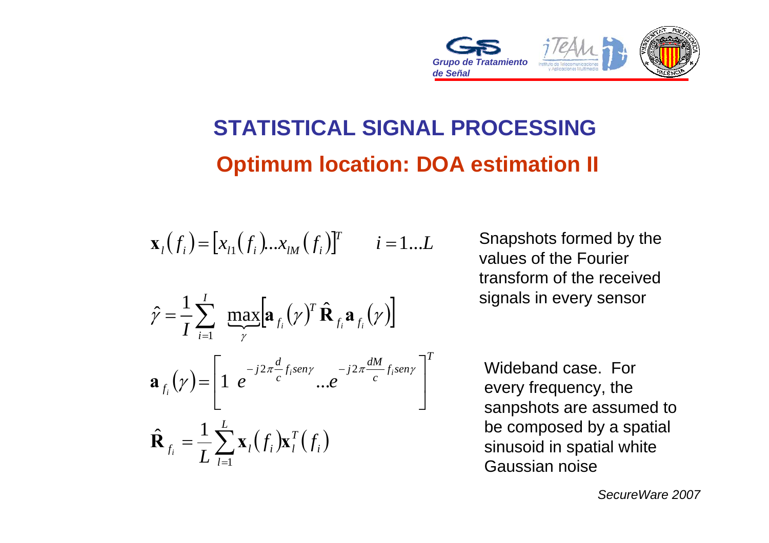# STATISTICAL SIGNAL PROCESSING

## Optimum location: DOA estimation II

$$\mathbf{x}_l(f_i) = \left[x_{l1}(f_i) \ldots x_{lM}(f_i)\right]^T \qquad i = 1 \ldots L$$

Snapshots formed by the values of the Fourier transform of the received signals in every sensor

$$\hat{\gamma} = \frac{1}{I}\sum_{i=1}^{I} \underbrace{\max}_{\gamma}\left[\mathbf{a}_{f_i}(\gamma)^T \hat{\mathbf{R}}_{f_i} \mathbf{a}_{f_i}(\gamma)\right]$$

$$\mathbf{a}_{f_i}(\gamma) = \left[1 \;\; e^{-j2\pi\frac{d}{c}f_i sen\gamma} \ldots e^{-j2\pi\frac{dM}{c}f_i sen\gamma}\right]^T$$

$$\hat{\mathbf{R}}_{f_i} = \frac{1}{L}\sum_{l=1}^{L}\mathbf{x}_l(f_i)\mathbf{x}_l^T(f_i)$$

Wideband case. For every frequency, the sanpshots are assumed to be composed by a spatial sinusoid in spatial white Gaussian noise